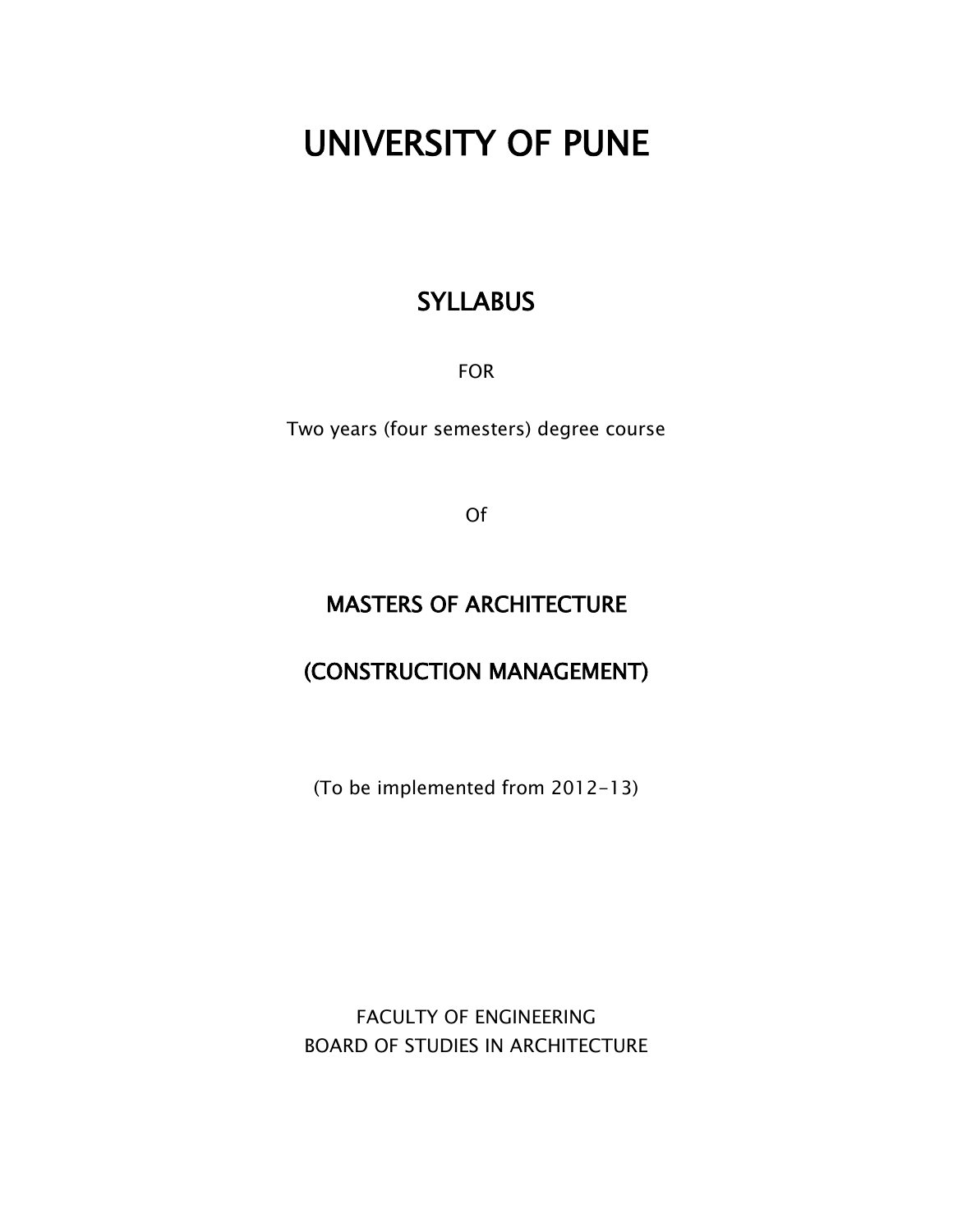# UNIVERSITY OF PUNE

## SYLLABUS

FOR

Two years (four semesters) degree course

Of

## MASTERS OF ARCHITECTURE

## (CONSTRUCTION MANAGEMENT)

(To be implemented from 2012-13)

FACULTY OF ENGINEERING
BOARD OF STUDIES IN ARCHITECTURE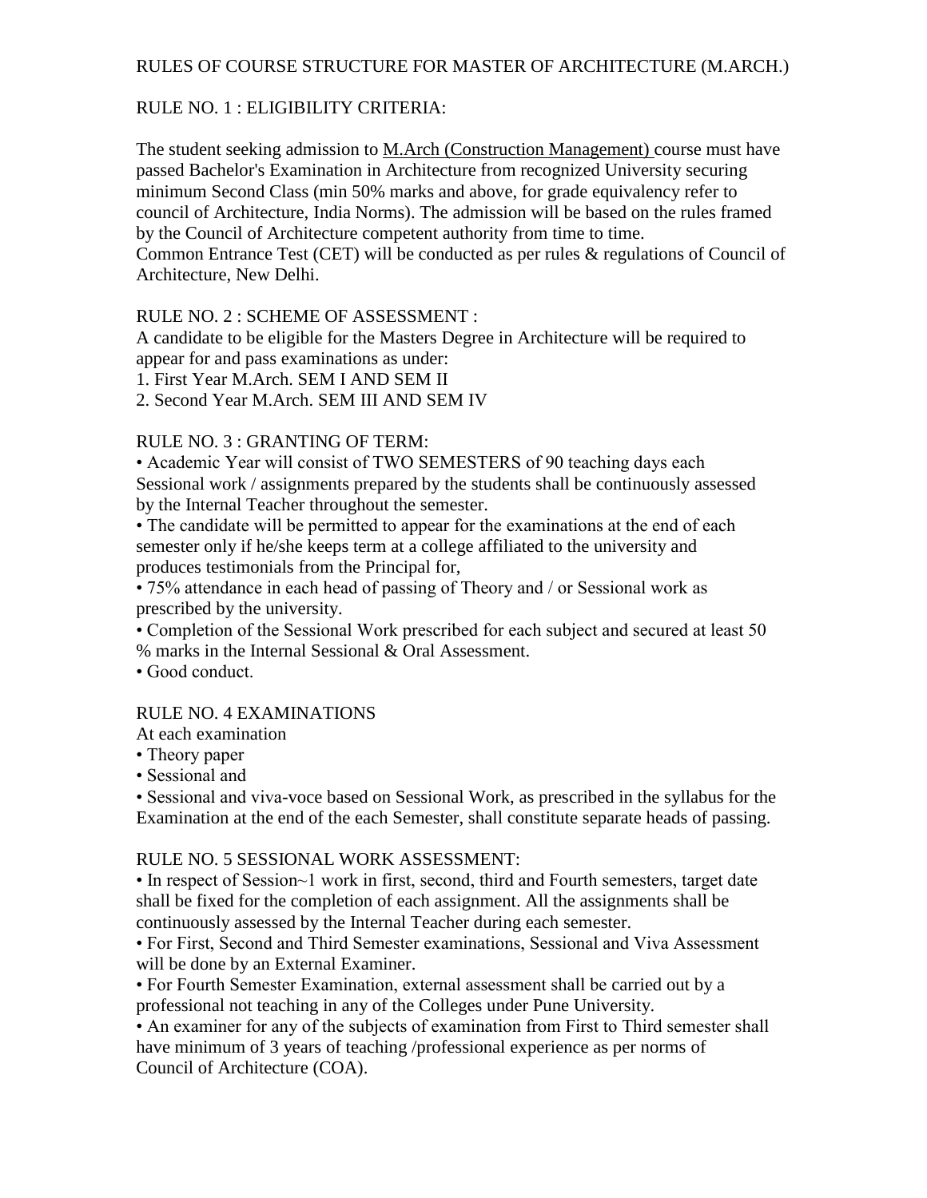RULES OF COURSE STRUCTURE FOR MASTER OF ARCHITECTURE (M.ARCH.)

RULE NO. 1 : ELIGIBILITY CRITERIA:

The student seeking admission to <u>M.Arch (Construction Management)</u> course must have passed Bachelor's Examination in Architecture from recognized University securing minimum Second Class (min 50% marks and above, for grade equivalency refer to council of Architecture, India Norms). The admission will be based on the rules framed by the Council of Architecture competent authority from time to time.
Common Entrance Test (CET) will be conducted as per rules & regulations of Council of Architecture, New Delhi.

RULE NO. 2 : SCHEME OF ASSESSMENT :
A candidate to be eligible for the Masters Degree in Architecture will be required to appear for and pass examinations as under:
1. First Year M.Arch. SEM I AND SEM II
2. Second Year M.Arch. SEM III AND SEM IV

RULE NO. 3 : GRANTING OF TERM:
• Academic Year will consist of TWO SEMESTERS of 90 teaching days each Sessional work / assignments prepared by the students shall be continuously assessed by the Internal Teacher throughout the semester.
• The candidate will be permitted to appear for the examinations at the end of each semester only if he/she keeps term at a college affiliated to the university and produces testimonials from the Principal for,
• 75% attendance in each head of passing of Theory and / or Sessional work as prescribed by the university.
• Completion of the Sessional Work prescribed for each subject and secured at least 50 % marks in the Internal Sessional & Oral Assessment.
• Good conduct.

RULE NO. 4 EXAMINATIONS
At each examination
• Theory paper
• Sessional and
• Sessional and viva-voce based on Sessional Work, as prescribed in the syllabus for the Examination at the end of the each Semester, shall constitute separate heads of passing.

RULE NO. 5 SESSIONAL WORK ASSESSMENT:
• In respect of Session~1 work in first, second, third and Fourth semesters, target date shall be fixed for the completion of each assignment. All the assignments shall be continuously assessed by the Internal Teacher during each semester.
• For First, Second and Third Semester examinations, Sessional and Viva Assessment will be done by an External Examiner.
• For Fourth Semester Examination, external assessment shall be carried out by a professional not teaching in any of the Colleges under Pune University.
• An examiner for any of the subjects of examination from First to Third semester shall have minimum of 3 years of teaching /professional experience as per norms of Council of Architecture (COA).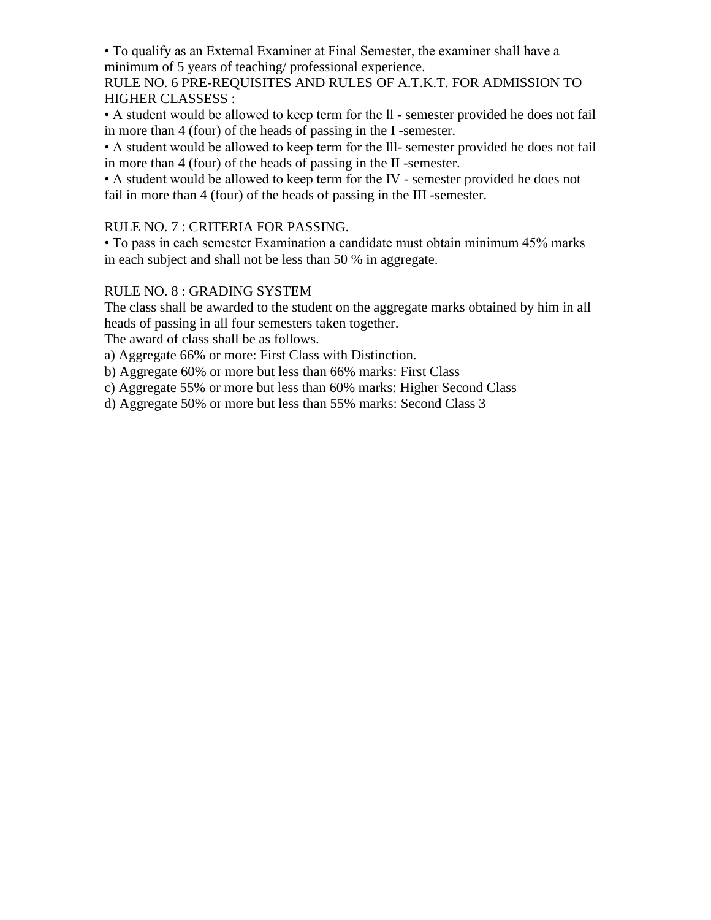• To qualify as an External Examiner at Final Semester, the examiner shall have a minimum of 5 years of teaching/ professional experience.

RULE NO. 6 PRE-REQUISITES AND RULES OF A.T.K.T. FOR ADMISSION TO HIGHER CLASSESS :

• A student would be allowed to keep term for the ll - semester provided he does not fail in more than 4 (four) of the heads of passing in the I -semester.

• A student would be allowed to keep term for the lll- semester provided he does not fail in more than 4 (four) of the heads of passing in the II -semester.

• A student would be allowed to keep term for the IV - semester provided he does not fail in more than 4 (four) of the heads of passing in the III -semester.

RULE NO. 7 : CRITERIA FOR PASSING.

• To pass in each semester Examination a candidate must obtain minimum 45% marks in each subject and shall not be less than 50 % in aggregate.

RULE NO. 8 : GRADING SYSTEM

The class shall be awarded to the student on the aggregate marks obtained by him in all heads of passing in all four semesters taken together.

The award of class shall be as follows.

a) Aggregate 66% or more: First Class with Distinction.

b) Aggregate 60% or more but less than 66% marks: First Class

c) Aggregate 55% or more but less than 60% marks: Higher Second Class

d) Aggregate 50% or more but less than 55% marks: Second Class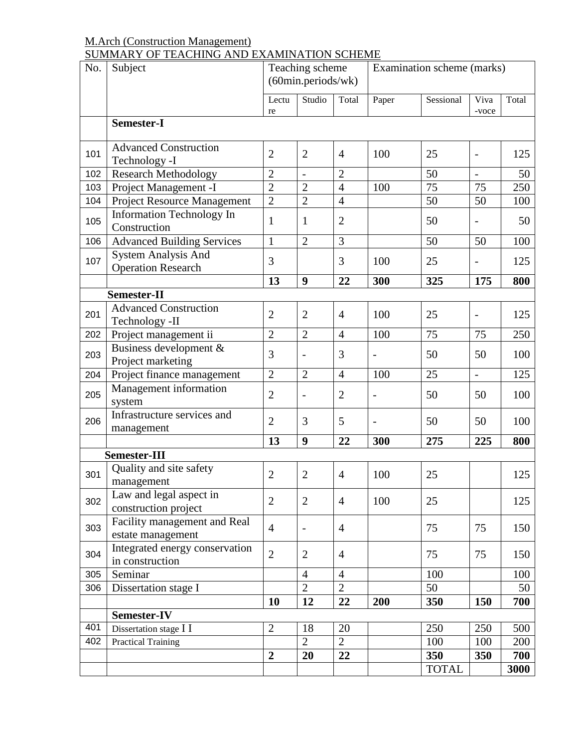M.Arch (Construction Management)

SUMMARY OF TEACHING AND EXAMINATION SCHEME

| No. | Subject | Teaching scheme (60min.periods/wk) | | | Examination scheme (marks) | | | |
|---|---|---|---|---|---|---|---|---|
| | | Lecture | Studio | Total | Paper | Sessional | Viva -voce | Total |
| | **Semester-I** | | | | | | | |
| 101 | Advanced Construction Technology -I | 2 | 2 | 4 | 100 | 25 | - | 125 |
| 102 | Research Methodology | 2 | - | 2 | | 50 | - | 50 |
| 103 | Project Management -I | 2 | 2 | 4 | 100 | 75 | 75 | 250 |
| 104 | Project Resource Management | 2 | 2 | 4 | | 50 | 50 | 100 |
| 105 | Information Technology In Construction | 1 | 1 | 2 | | 50 | - | 50 |
| 106 | Advanced Building Services | 1 | 2 | 3 | | 50 | 50 | 100 |
| 107 | System Analysis And Operation Research | 3 | | 3 | 100 | 25 | - | 125 |
| | | **13** | **9** | **22** | **300** | **325** | **175** | **800** |
| | **Semester-II** | | | | | | | |
| 201 | Advanced Construction Technology -II | 2 | 2 | 4 | 100 | 25 | - | 125 |
| 202 | Project management ii | 2 | 2 | 4 | 100 | 75 | 75 | 250 |
| 203 | Business development & Project marketing | 3 | - | 3 | - | 50 | 50 | 100 |
| 204 | Project finance management | 2 | 2 | 4 | 100 | 25 | - | 125 |
| 205 | Management information system | 2 | - | 2 | - | 50 | 50 | 100 |
| 206 | Infrastructure services and management | 2 | 3 | 5 | - | 50 | 50 | 100 |
| | | **13** | **9** | **22** | **300** | **275** | **225** | **800** |
| | **Semester-III** | | | | | | | |
| 301 | Quality and site safety management | 2 | 2 | 4 | 100 | 25 | | 125 |
| 302 | Law and legal aspect in construction project | 2 | 2 | 4 | 100 | 25 | | 125 |
| 303 | Facility management and Real estate management | 4 | - | 4 | | 75 | 75 | 150 |
| 304 | Integrated energy conservation in construction | 2 | 2 | 4 | | 75 | 75 | 150 |
| 305 | Seminar | | 4 | 4 | | 100 | | 100 |
| 306 | Dissertation stage I | | 2 | 2 | | 50 | | 50 |
| | | **10** | **12** | **22** | **200** | **350** | **150** | **700** |
| | **Semester-IV** | | | | | | | |
| 401 | Dissertation stage I I | 2 | 18 | 20 | | 250 | 250 | 500 |
| 402 | Practical Training | | 2 | 2 | | 100 | 100 | 200 |
| | | **2** | **20** | **22** | | **350** | **350** | **700** |
| | | | | | | TOTAL | | **3000** |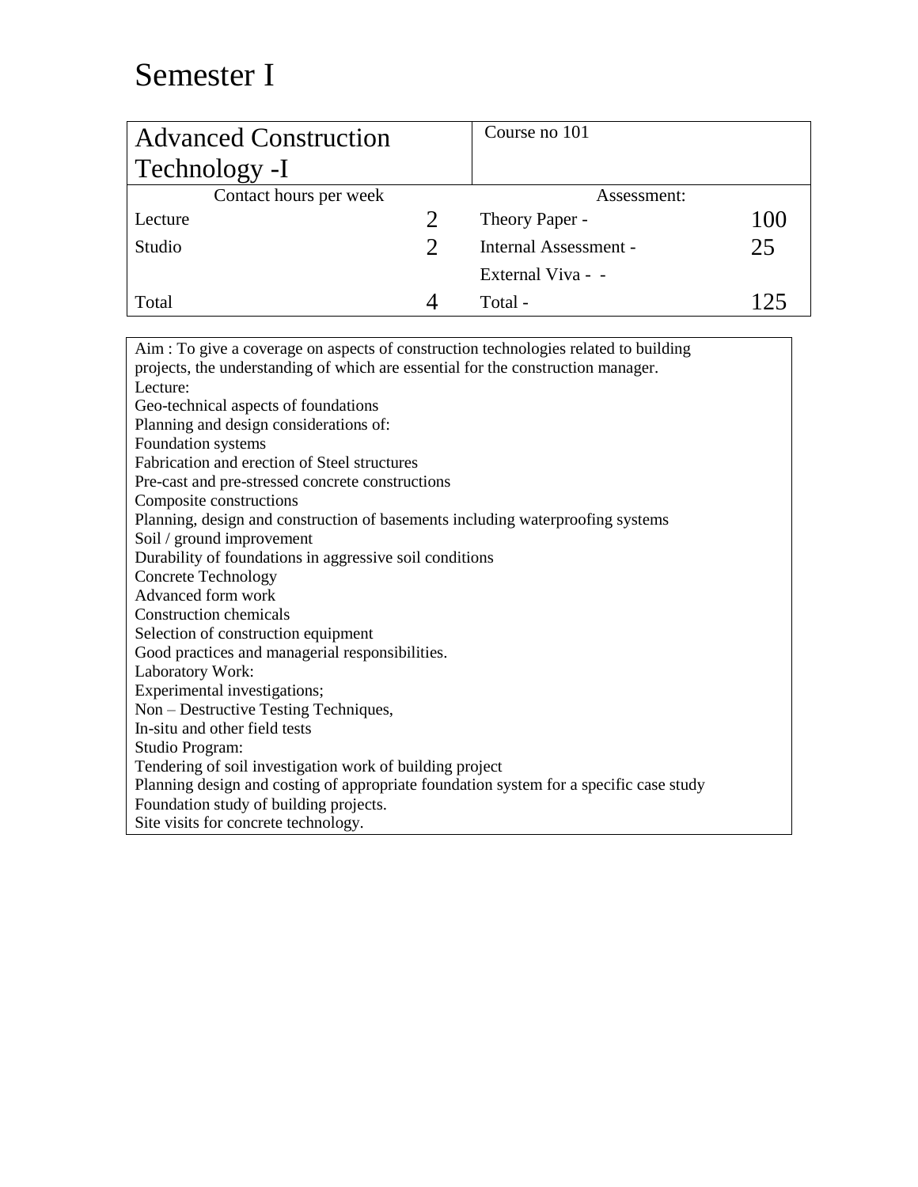# Semester I

| Advanced Construction Technology -I | | Course no 101 | |
|---|---|---|---|
| Contact hours per week | | Assessment: | |
| Lecture | 2 | Theory Paper - | 100 |
| Studio | 2 | Internal Assessment - | 25 |
| | | External Viva - - | |
| Total | 4 | Total - | 125 |

Aim : To give a coverage on aspects of construction technologies related to building projects, the understanding of which are essential for the construction manager.

Lecture:

Geo-technical aspects of foundations
Planning and design considerations of:
Foundation systems
Fabrication and erection of Steel structures
Pre-cast and pre-stressed concrete constructions
Composite constructions
Planning, design and construction of basements including waterproofing systems
Soil / ground improvement
Durability of foundations in aggressive soil conditions
Concrete Technology
Advanced form work
Construction chemicals
Selection of construction equipment
Good practices and managerial responsibilities.

Laboratory Work:

Experimental investigations;
Non – Destructive Testing Techniques,
In-situ and other field tests

Studio Program:

Tendering of soil investigation work of building project
Planning design and costing of appropriate foundation system for a specific case study
Foundation study of building projects.
Site visits for concrete technology.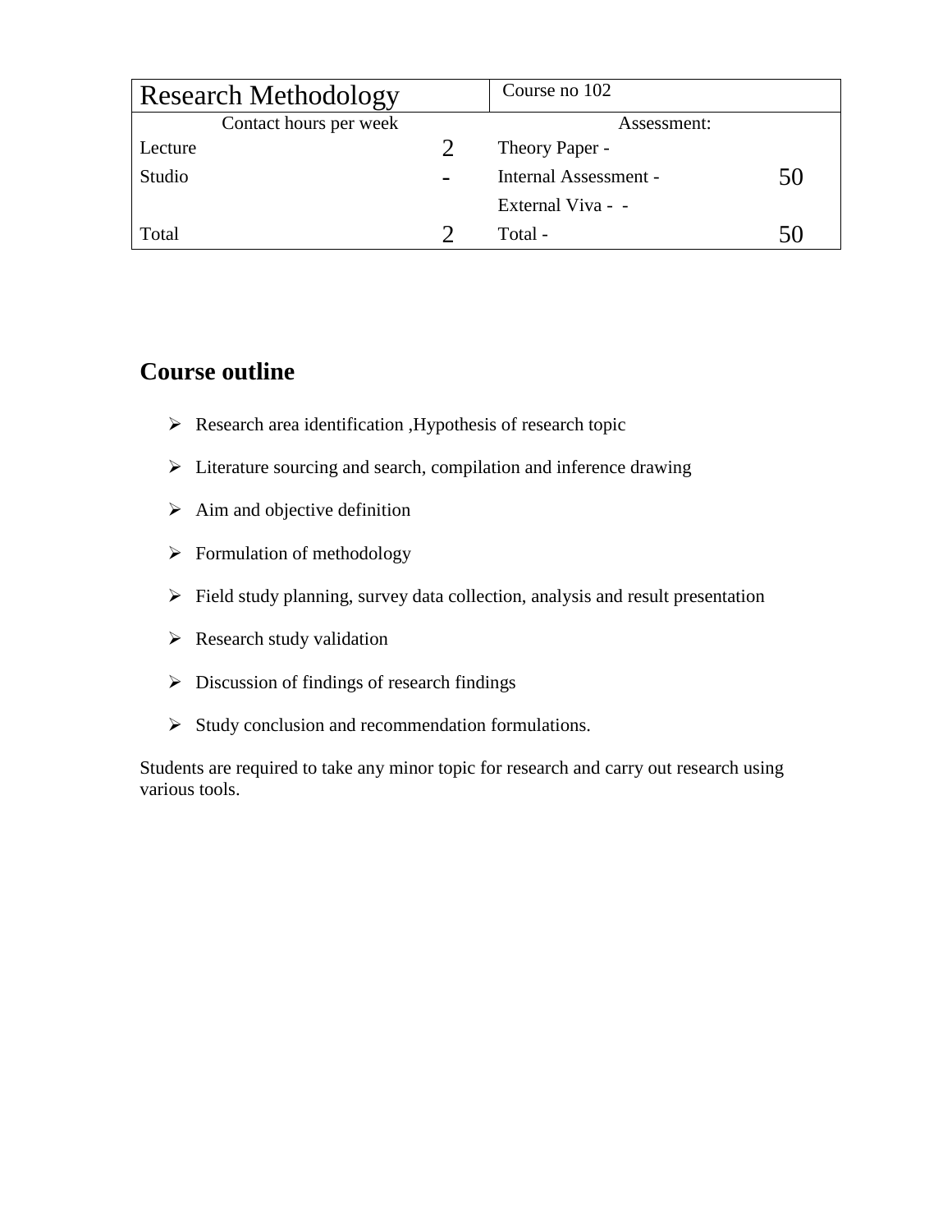| Research Methodology | | Course no 102 | |
|---|---|---|---|
| Contact hours per week | | Assessment: | |
| Lecture | 2 | Theory Paper - | |
| Studio | - | Internal Assessment - | 50 |
| | | External Viva - - | |
| Total | 2 | Total - | 50 |

## Course outline

- Research area identification ,Hypothesis of research topic
- Literature sourcing and search, compilation and inference drawing
- Aim and objective definition
- Formulation of methodology
- Field study planning, survey data collection, analysis and result presentation
- Research study validation
- Discussion of findings of research findings
- Study conclusion and recommendation formulations.

Students are required to take any minor topic for research and carry out research using various tools.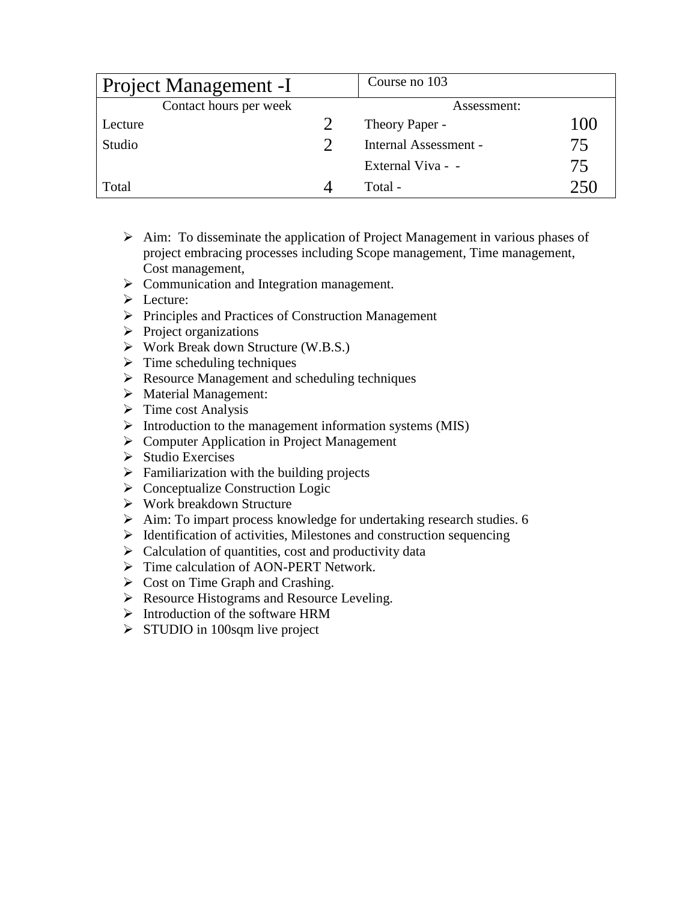| Project Management -I | | Course no 103 | |
|---|---|---|---|
| Contact hours per week | | Assessment: | |
| Lecture | 2 | Theory Paper - | 100 |
| Studio | 2 | Internal Assessment - | 75 |
| | | External Viva - - | 75 |
| Total | 4 | Total - | 250 |

- Aim: To disseminate the application of Project Management in various phases of project embracing processes including Scope management, Time management, Cost management,
- Communication and Integration management.
- Lecture:
- Principles and Practices of Construction Management
- Project organizations
- Work Break down Structure (W.B.S.)
- Time scheduling techniques
- Resource Management and scheduling techniques
- Material Management:
- Time cost Analysis
- Introduction to the management information systems (MIS)
- Computer Application in Project Management
- Studio Exercises
- Familiarization with the building projects
- Conceptualize Construction Logic
- Work breakdown Structure
- Aim: To impart process knowledge for undertaking research studies. 6
- Identification of activities, Milestones and construction sequencing
- Calculation of quantities, cost and productivity data
- Time calculation of AON-PERT Network.
- Cost on Time Graph and Crashing.
- Resource Histograms and Resource Leveling.
- Introduction of the software HRM
- STUDIO in 100sqm live project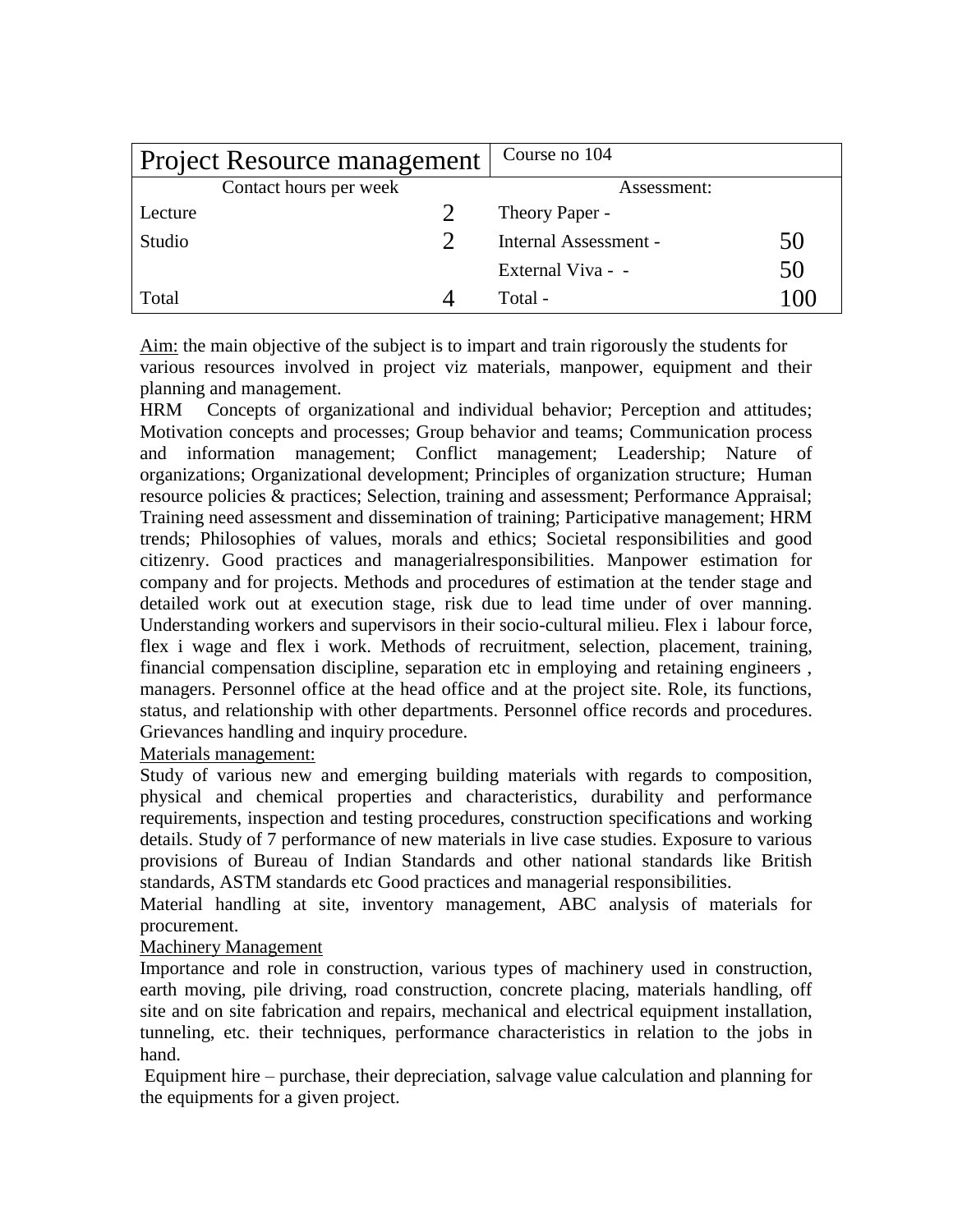| Project Resource management | | Course no 104 | |
|---|---|---|---|
| Contact hours per week | | Assessment: | |
| Lecture | 2 | Theory Paper - | |
| Studio | 2 | Internal Assessment - | 50 |
| | | External Viva - - | 50 |
| Total | 4 | Total - | 100 |

Aim: the main objective of the subject is to impart and train rigorously the students for various resources involved in project viz materials, manpower, equipment and their planning and management.

HRM Concepts of organizational and individual behavior; Perception and attitudes; Motivation concepts and processes; Group behavior and teams; Communication process and information management; Conflict management; Leadership; Nature of organizations; Organizational development; Principles of organization structure; Human resource policies & practices; Selection, training and assessment; Performance Appraisal; Training need assessment and dissemination of training; Participative management; HRM trends; Philosophies of values, morals and ethics; Societal responsibilities and good citizenry. Good practices and managerialresponsibilities. Manpower estimation for company and for projects. Methods and procedures of estimation at the tender stage and detailed work out at execution stage, risk due to lead time under of over manning. Understanding workers and supervisors in their socio-cultural milieu. Flex i labour force, flex i wage and flex i work. Methods of recruitment, selection, placement, training, financial compensation discipline, separation etc in employing and retaining engineers , managers. Personnel office at the head office and at the project site. Role, its functions, status, and relationship with other departments. Personnel office records and procedures. Grievances handling and inquiry procedure.

Materials management:

Study of various new and emerging building materials with regards to composition, physical and chemical properties and characteristics, durability and performance requirements, inspection and testing procedures, construction specifications and working details. Study of 7 performance of new materials in live case studies. Exposure to various provisions of Bureau of Indian Standards and other national standards like British standards, ASTM standards etc Good practices and managerial responsibilities.

Material handling at site, inventory management, ABC analysis of materials for procurement.

Machinery Management

Importance and role in construction, various types of machinery used in construction, earth moving, pile driving, road construction, concrete placing, materials handling, off site and on site fabrication and repairs, mechanical and electrical equipment installation, tunneling, etc. their techniques, performance characteristics in relation to the jobs in hand.

Equipment hire – purchase, their depreciation, salvage value calculation and planning for the equipments for a given project.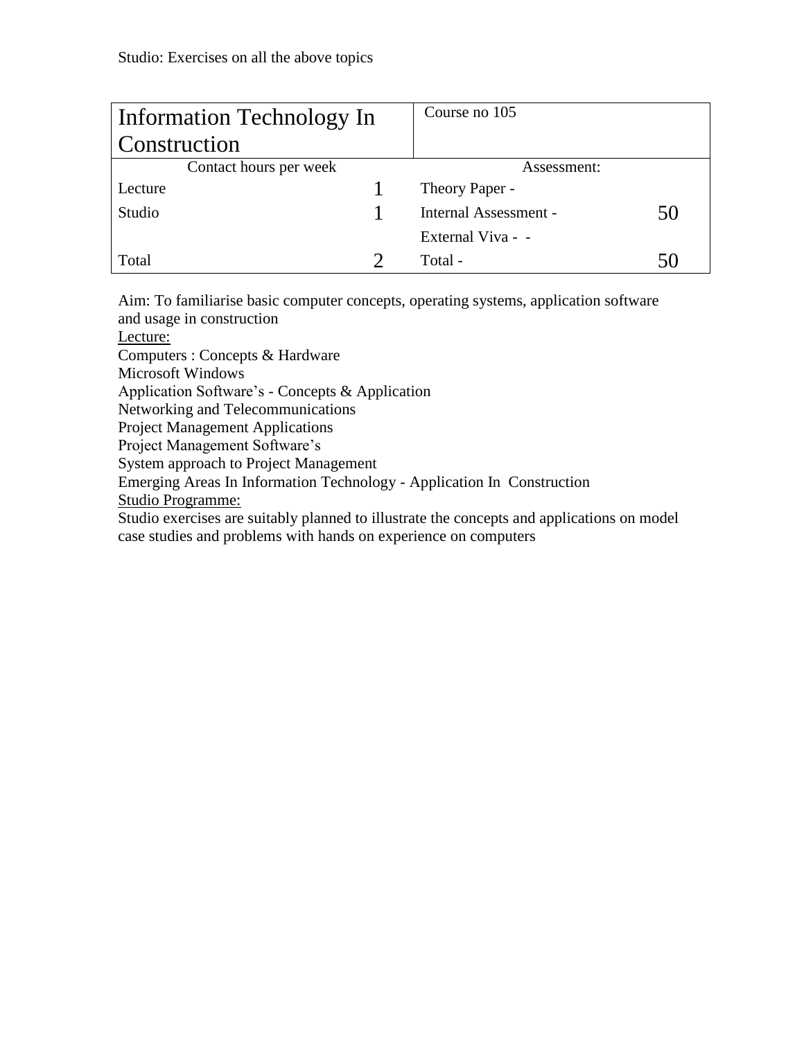Studio: Exercises on all the above topics

| Information Technology In Construction | | Course no 105 | |
|---|---|---|---|
| Contact hours per week | | Assessment: | |
| Lecture | 1 | Theory Paper - | |
| Studio | 1 | Internal Assessment - | 50 |
| | | External Viva - - | |
| Total | 2 | Total - | 50 |

Aim: To familiarise basic computer concepts, operating systems, application software and usage in construction

Lecture:

Computers : Concepts & Hardware
Microsoft Windows
Application Software's - Concepts & Application
Networking and Telecommunications
Project Management Applications
Project Management Software's
System approach to Project Management
Emerging Areas In Information Technology - Application In Construction

Studio Programme:

Studio exercises are suitably planned to illustrate the concepts and applications on model case studies and problems with hands on experience on computers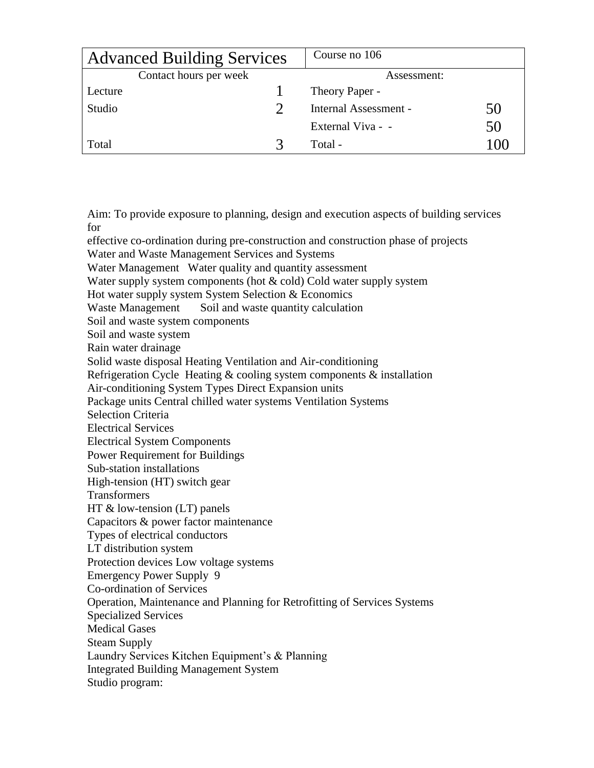| Advanced Building Services | | Course no 106 | |
|---|---|---|---|
| Contact hours per week | | Assessment: | |
| Lecture | 1 | Theory Paper - | |
| Studio | 2 | Internal Assessment - | 50 |
| | | External Viva - - | 50 |
| Total | 3 | Total - | 100 |

Aim: To provide exposure to planning, design and execution aspects of building services for
effective co-ordination during pre-construction and construction phase of projects
Water and Waste Management Services and Systems
Water Management Water quality and quantity assessment
Water supply system components (hot & cold) Cold water supply system
Hot water supply system System Selection & Economics
Waste Management Soil and waste quantity calculation
Soil and waste system components
Soil and waste system
Rain water drainage
Solid waste disposal Heating Ventilation and Air-conditioning
Refrigeration Cycle Heating & cooling system components & installation
Air-conditioning System Types Direct Expansion units
Package units Central chilled water systems Ventilation Systems
Selection Criteria
Electrical Services
Electrical System Components
Power Requirement for Buildings
Sub-station installations
High-tension (HT) switch gear
Transformers
HT & low-tension (LT) panels
Capacitors & power factor maintenance
Types of electrical conductors
LT distribution system
Protection devices Low voltage systems
Emergency Power Supply 9
Co-ordination of Services
Operation, Maintenance and Planning for Retrofitting of Services Systems
Specialized Services
Medical Gases
Steam Supply
Laundry Services Kitchen Equipment's & Planning
Integrated Building Management System
Studio program: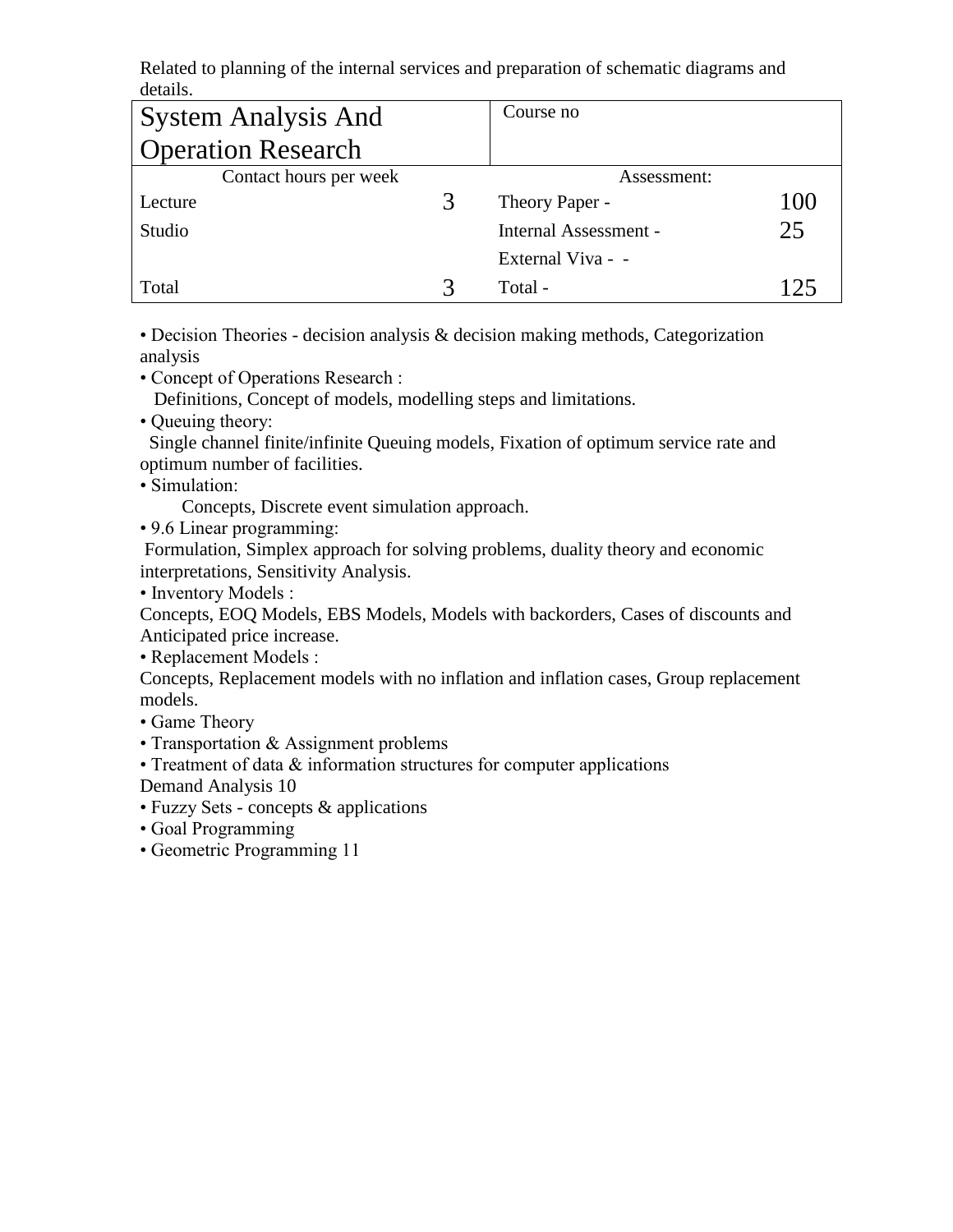Related to planning of the internal services and preparation of schematic diagrams and details.

| System Analysis And Operation Research | | Course no | |
|---|---|---|---|
| Contact hours per week | | Assessment: | |
| Lecture | 3 | Theory Paper - | 100 |
| Studio | | Internal Assessment - | 25 |
| | | External Viva - - | |
| Total | 3 | Total - | 125 |

- Decision Theories - decision analysis & decision making methods, Categorization analysis
- Concept of Operations Research :
  Definitions, Concept of models, modelling steps and limitations.
- Queuing theory:
  Single channel finite/infinite Queuing models, Fixation of optimum service rate and optimum number of facilities.
- Simulation:
  Concepts, Discrete event simulation approach.
- 9.6 Linear programming:
  Formulation, Simplex approach for solving problems, duality theory and economic interpretations, Sensitivity Analysis.
- Inventory Models :
  Concepts, EOQ Models, EBS Models, Models with backorders, Cases of discounts and Anticipated price increase.
- Replacement Models :
  Concepts, Replacement models with no inflation and inflation cases, Group replacement models.
- Game Theory
- Transportation & Assignment problems
- Treatment of data & information structures for computer applications

Demand Analysis 10

- Fuzzy Sets - concepts & applications
- Goal Programming
- Geometric Programming 11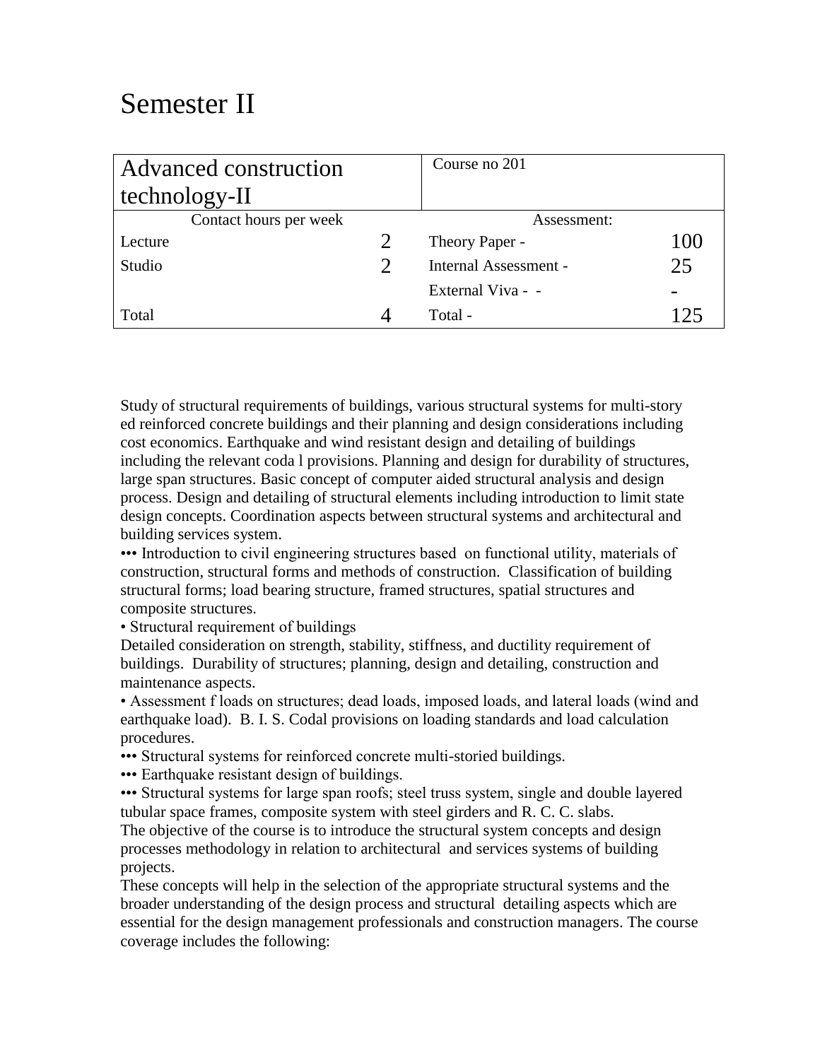# Semester II

| Advanced construction technology-II | | Course no 201 | |
|---|---|---|---|
| Contact hours per week | | Assessment: | |
| Lecture | 2 | Theory Paper - | 100 |
| Studio | 2 | Internal Assessment - | 25 |
| | | External Viva - - | - |
| Total | 4 | Total - | 125 |

Study of structural requirements of buildings, various structural systems for multi-story ed reinforced concrete buildings and their planning and design considerations including cost economics. Earthquake and wind resistant design and detailing of buildings including the relevant coda l provisions. Planning and design for durability of structures, large span structures. Basic concept of computer aided structural analysis and design process. Design and detailing of structural elements including introduction to limit state design concepts. Coordination aspects between structural systems and architectural and building services system.

••• Introduction to civil engineering structures based on functional utility, materials of construction, structural forms and methods of construction. Classification of building structural forms; load bearing structure, framed structures, spatial structures and composite structures.

• Structural requirement of buildings

Detailed consideration on strength, stability, stiffness, and ductility requirement of buildings. Durability of structures; planning, design and detailing, construction and maintenance aspects.

• Assessment f loads on structures; dead loads, imposed loads, and lateral loads (wind and earthquake load). B. I. S. Codal provisions on loading standards and load calculation procedures.

••• Structural systems for reinforced concrete multi-storied buildings.

••• Earthquake resistant design of buildings.

••• Structural systems for large span roofs; steel truss system, single and double layered tubular space frames, composite system with steel girders and R. C. C. slabs.

The objective of the course is to introduce the structural system concepts and design processes methodology in relation to architectural and services systems of building projects.

These concepts will help in the selection of the appropriate structural systems and the broader understanding of the design process and structural detailing aspects which are essential for the design management professionals and construction managers. The course coverage includes the following: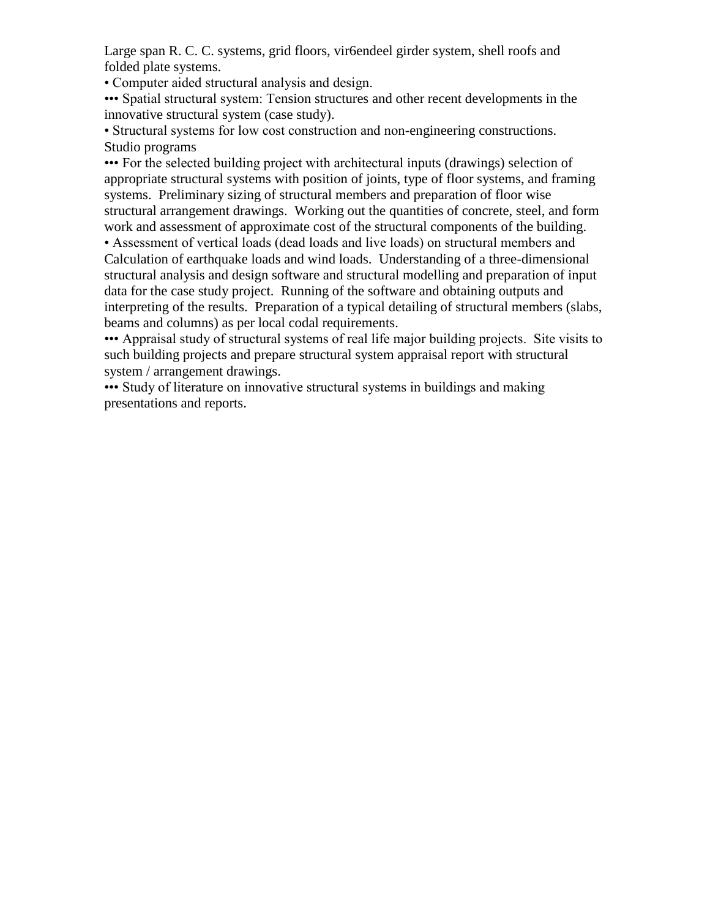Large span R. C. C. systems, grid floors, vir6endeel girder system, shell roofs and folded plate systems.

• Computer aided structural analysis and design.

••• Spatial structural system: Tension structures and other recent developments in the innovative structural system (case study).

• Structural systems for low cost construction and non-engineering constructions.

Studio programs

••• For the selected building project with architectural inputs (drawings) selection of appropriate structural systems with position of joints, type of floor systems, and framing systems. Preliminary sizing of structural members and preparation of floor wise structural arrangement drawings. Working out the quantities of concrete, steel, and form work and assessment of approximate cost of the structural components of the building.

• Assessment of vertical loads (dead loads and live loads) on structural members and Calculation of earthquake loads and wind loads. Understanding of a three-dimensional structural analysis and design software and structural modelling and preparation of input data for the case study project. Running of the software and obtaining outputs and interpreting of the results. Preparation of a typical detailing of structural members (slabs, beams and columns) as per local codal requirements.

••• Appraisal study of structural systems of real life major building projects. Site visits to such building projects and prepare structural system appraisal report with structural system / arrangement drawings.

••• Study of literature on innovative structural systems in buildings and making presentations and reports.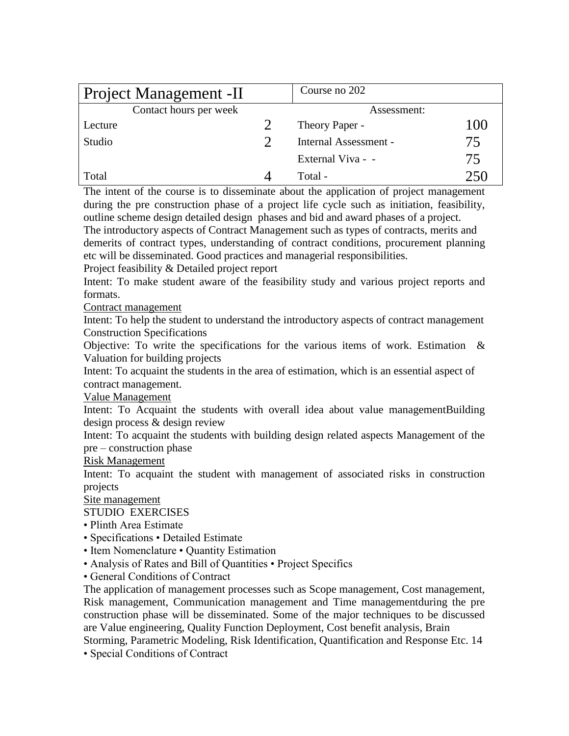| Project Management -II | | Course no 202 | |
|---|---|---|---|
| Contact hours per week | | Assessment: | |
| Lecture | 2 | Theory Paper - | 100 |
| Studio | 2 | Internal Assessment - | 75 |
| | | External Viva - - | 75 |
| Total | 4 | Total - | 250 |

The intent of the course is to disseminate about the application of project management during the pre construction phase of a project life cycle such as initiation, feasibility, outline scheme design detailed design phases and bid and award phases of a project.
The introductory aspects of Contract Management such as types of contracts, merits and demerits of contract types, understanding of contract conditions, procurement planning etc will be disseminated. Good practices and managerial responsibilities.

Project feasibility & Detailed project report

Intent: To make student aware of the feasibility study and various project reports and formats.

Contract management

Intent: To help the student to understand the introductory aspects of contract management
Construction Specifications

Objective: To write the specifications for the various items of work. Estimation & Valuation for building projects

Intent: To acquaint the students in the area of estimation, which is an essential aspect of contract management.

Value Management

Intent: To Acquaint the students with overall idea about value managementBuilding design process & design review

Intent: To acquaint the students with building design related aspects Management of the pre – construction phase

Risk Management

Intent: To acquaint the student with management of associated risks in construction projects

Site management

STUDIO EXERCISES

- Plinth Area Estimate
- Specifications • Detailed Estimate
- Item Nomenclature • Quantity Estimation
- Analysis of Rates and Bill of Quantities • Project Specifics
- General Conditions of Contract

The application of management processes such as Scope management, Cost management, Risk management, Communication management and Time managementduring the pre construction phase will be disseminated. Some of the major techniques to be discussed are Value engineering, Quality Function Deployment, Cost benefit analysis, Brain Storming, Parametric Modeling, Risk Identification, Quantification and Response Etc. 14

- Special Conditions of Contract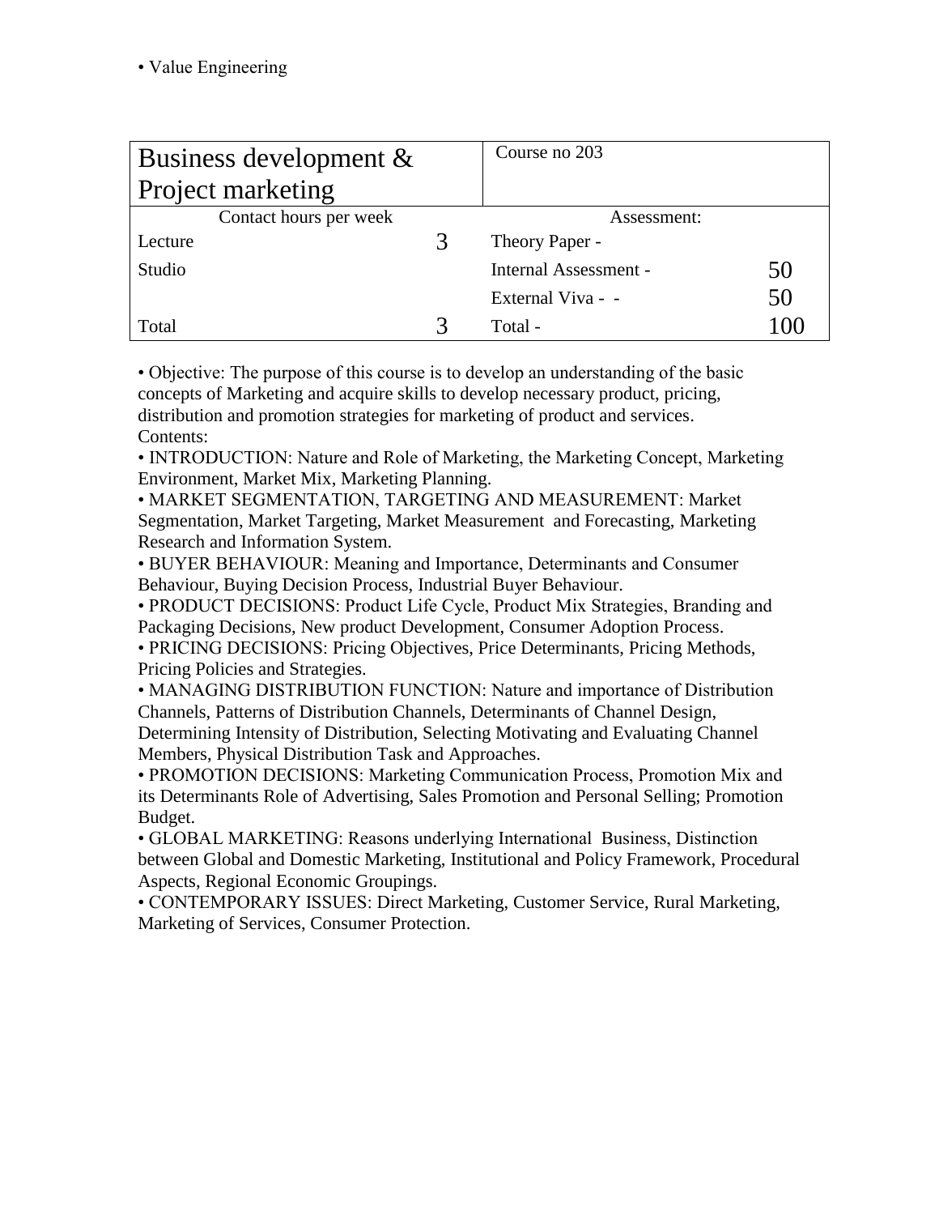• Value Engineering

| Business development & Project marketing | | Course no 203 | |
|---|---|---|---|
| Contact hours per week | | Assessment: | |
| Lecture | 3 | Theory Paper - | |
| Studio | | Internal Assessment - | 50 |
| | | External Viva - - | 50 |
| Total | 3 | Total - | 100 |

• Objective: The purpose of this course is to develop an understanding of the basic concepts of Marketing and acquire skills to develop necessary product, pricing, distribution and promotion strategies for marketing of product and services.
Contents:

• INTRODUCTION: Nature and Role of Marketing, the Marketing Concept, Marketing Environment, Market Mix, Marketing Planning.

• MARKET SEGMENTATION, TARGETING AND MEASUREMENT: Market Segmentation, Market Targeting, Market Measurement and Forecasting, Marketing Research and Information System.

• BUYER BEHAVIOUR: Meaning and Importance, Determinants and Consumer Behaviour, Buying Decision Process, Industrial Buyer Behaviour.

• PRODUCT DECISIONS: Product Life Cycle, Product Mix Strategies, Branding and Packaging Decisions, New product Development, Consumer Adoption Process.

• PRICING DECISIONS: Pricing Objectives, Price Determinants, Pricing Methods, Pricing Policies and Strategies.

• MANAGING DISTRIBUTION FUNCTION: Nature and importance of Distribution Channels, Patterns of Distribution Channels, Determinants of Channel Design, Determining Intensity of Distribution, Selecting Motivating and Evaluating Channel Members, Physical Distribution Task and Approaches.

• PROMOTION DECISIONS: Marketing Communication Process, Promotion Mix and its Determinants Role of Advertising, Sales Promotion and Personal Selling; Promotion Budget.

• GLOBAL MARKETING: Reasons underlying International Business, Distinction between Global and Domestic Marketing, Institutional and Policy Framework, Procedural Aspects, Regional Economic Groupings.

• CONTEMPORARY ISSUES: Direct Marketing, Customer Service, Rural Marketing, Marketing of Services, Consumer Protection.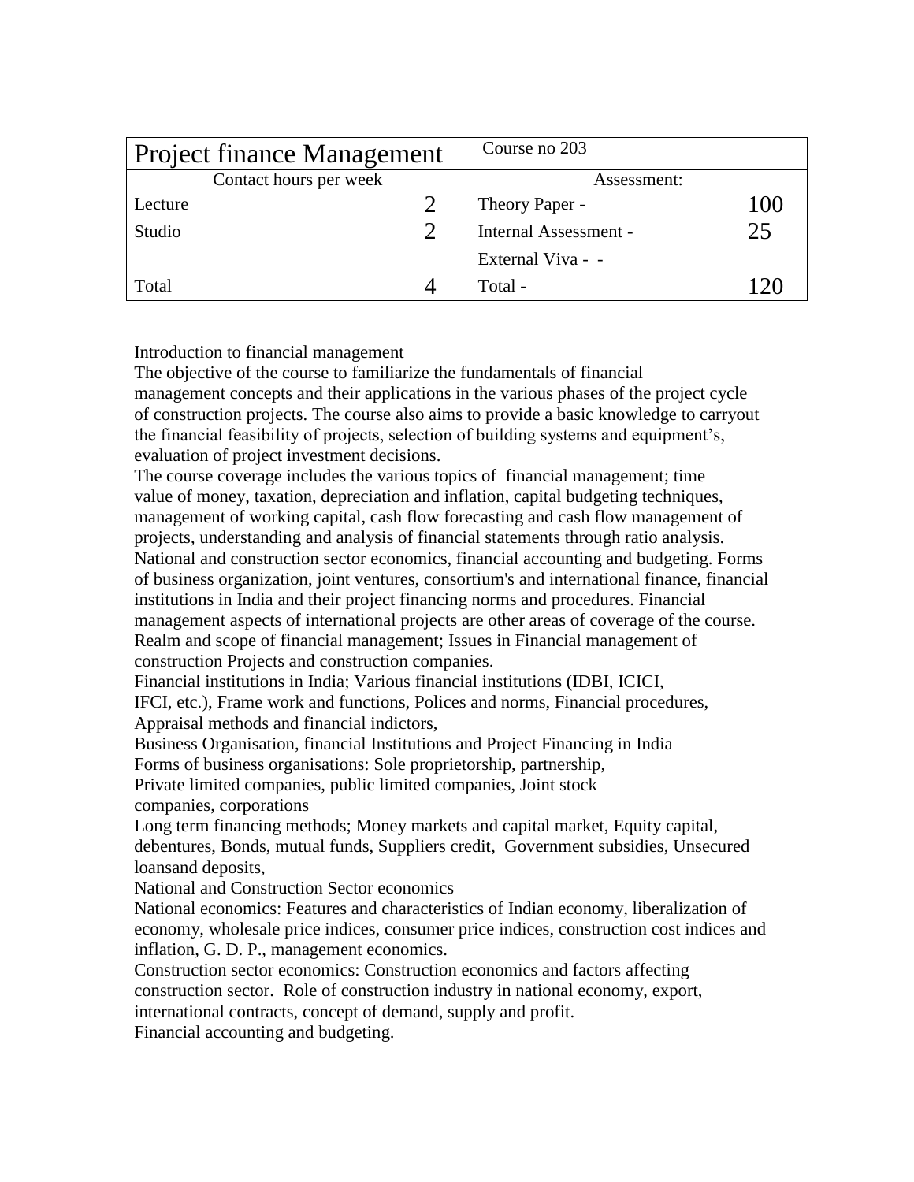| Project finance Management | | Course no 203 | |
|---|---|---|---|
| Contact hours per week | | Assessment: | |
| Lecture | 2 | Theory Paper - | 100 |
| Studio | 2 | Internal Assessment - | 25 |
| | | External Viva - - | |
| Total | 4 | Total - | 120 |

Introduction to financial management

The objective of the course to familiarize the fundamentals of financial management concepts and their applications in the various phases of the project cycle of construction projects. The course also aims to provide a basic knowledge to carryout the financial feasibility of projects, selection of building systems and equipment's, evaluation of project investment decisions.

The course coverage includes the various topics of financial management; time value of money, taxation, depreciation and inflation, capital budgeting techniques, management of working capital, cash flow forecasting and cash flow management of projects, understanding and analysis of financial statements through ratio analysis. National and construction sector economics, financial accounting and budgeting. Forms of business organization, joint ventures, consortium's and international finance, financial institutions in India and their project financing norms and procedures. Financial management aspects of international projects are other areas of coverage of the course.

Realm and scope of financial management; Issues in Financial management of construction Projects and construction companies.

Financial institutions in India; Various financial institutions (IDBI, ICICI, IFCI, etc.), Frame work and functions, Polices and norms, Financial procedures, Appraisal methods and financial indictors,

Business Organisation, financial Institutions and Project Financing in India

Forms of business organisations: Sole proprietorship, partnership, Private limited companies, public limited companies, Joint stock companies, corporations

Long term financing methods; Money markets and capital market, Equity capital, debentures, Bonds, mutual funds, Suppliers credit, Government subsidies, Unsecured loansand deposits,

National and Construction Sector economics

National economics: Features and characteristics of Indian economy, liberalization of economy, wholesale price indices, consumer price indices, construction cost indices and inflation, G. D. P., management economics.

Construction sector economics: Construction economics and factors affecting construction sector. Role of construction industry in national economy, export, international contracts, concept of demand, supply and profit.

Financial accounting and budgeting.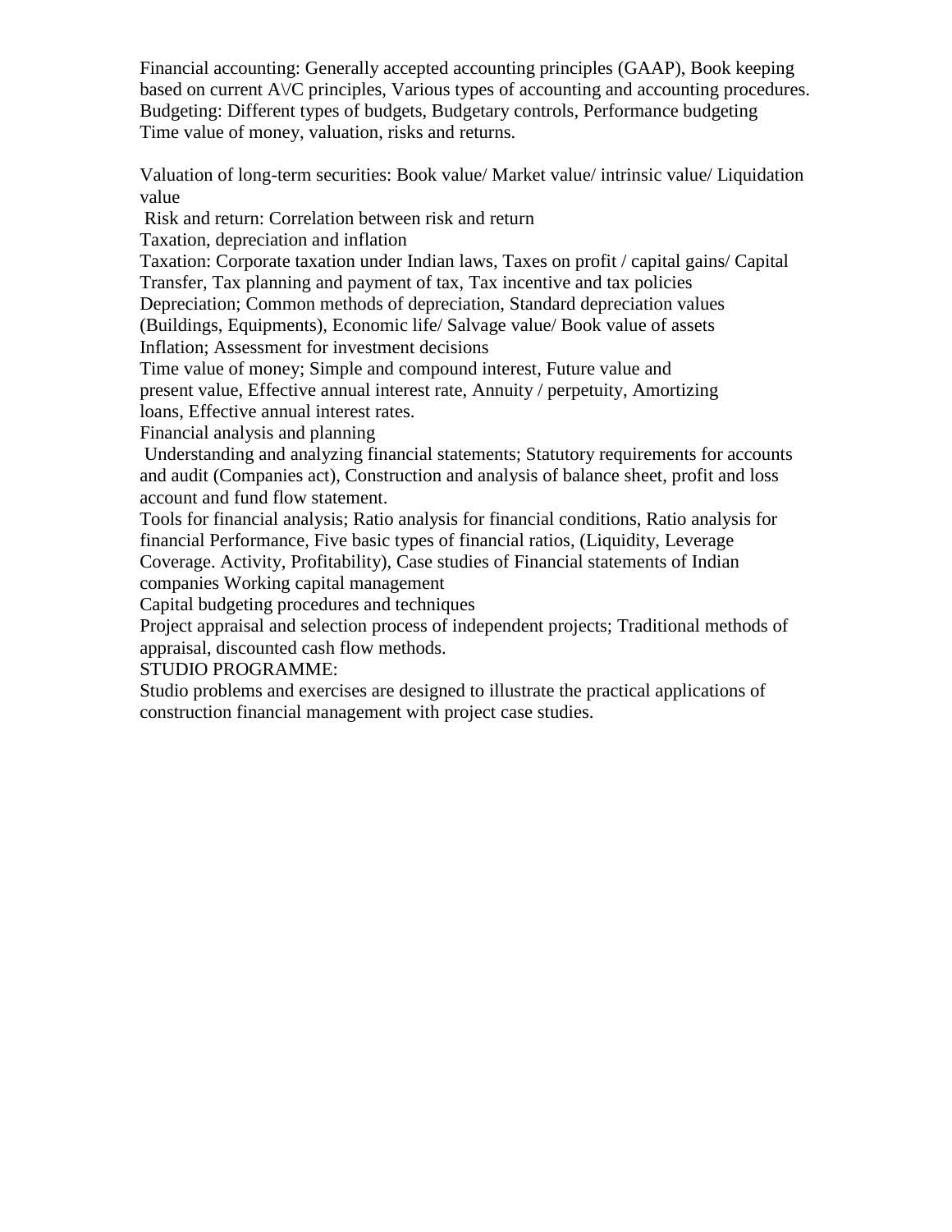Financial accounting: Generally accepted accounting principles (GAAP), Book keeping based on current A\C principles, Various types of accounting and accounting procedures. Budgeting: Different types of budgets, Budgetary controls, Performance budgeting Time value of money, valuation, risks and returns.

Valuation of long-term securities: Book value/ Market value/ intrinsic value/ Liquidation value

Risk and return: Correlation between risk and return

Taxation, depreciation and inflation

Taxation: Corporate taxation under Indian laws, Taxes on profit / capital gains/ Capital Transfer, Tax planning and payment of tax, Tax incentive and tax policies

Depreciation; Common methods of depreciation, Standard depreciation values (Buildings, Equipments), Economic life/ Salvage value/ Book value of assets

Inflation; Assessment for investment decisions

Time value of money; Simple and compound interest, Future value and present value, Effective annual interest rate, Annuity / perpetuity, Amortizing loans, Effective annual interest rates.

Financial analysis and planning

Understanding and analyzing financial statements; Statutory requirements for accounts and audit (Companies act), Construction and analysis of balance sheet, profit and loss account and fund flow statement.

Tools for financial analysis; Ratio analysis for financial conditions, Ratio analysis for financial Performance, Five basic types of financial ratios, (Liquidity, Leverage Coverage. Activity, Profitability), Case studies of Financial statements of Indian companies Working capital management

Capital budgeting procedures and techniques

Project appraisal and selection process of independent projects; Traditional methods of appraisal, discounted cash flow methods.

STUDIO PROGRAMME:

Studio problems and exercises are designed to illustrate the practical applications of construction financial management with project case studies.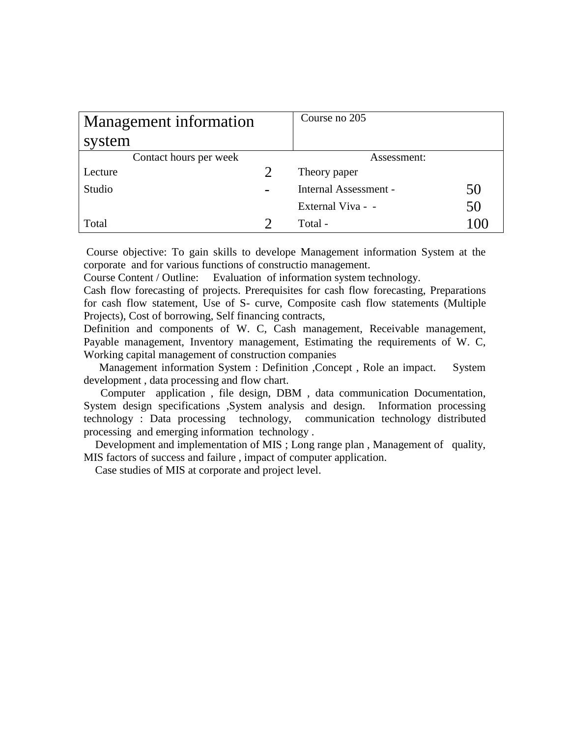| Management information system | | Course no 205 | |
|---|---|---|---|
| Contact hours per week | | Assessment: | |
| Lecture | 2 | Theory paper | |
| Studio | - | Internal Assessment - | 50 |
| | | External Viva - - | 50 |
| Total | 2 | Total - | 100 |

Course objective: To gain skills to develope Management information System at the corporate and for various functions of constructio management.

Course Content / Outline: Evaluation of information system technology.

Cash flow forecasting of projects. Prerequisites for cash flow forecasting, Preparations for cash flow statement, Use of S- curve, Composite cash flow statements (Multiple Projects), Cost of borrowing, Self financing contracts,

Definition and components of W. C, Cash management, Receivable management, Payable management, Inventory management, Estimating the requirements of W. C, Working capital management of construction companies

Management information System : Definition ,Concept , Role an impact. System development , data processing and flow chart.

Computer application , file design, DBM , data communication Documentation, System design specifications ,System analysis and design. Information processing technology : Data processing technology, communication technology distributed processing and emerging information technology .

Development and implementation of MIS ; Long range plan , Management of quality, MIS factors of success and failure , impact of computer application.

Case studies of MIS at corporate and project level.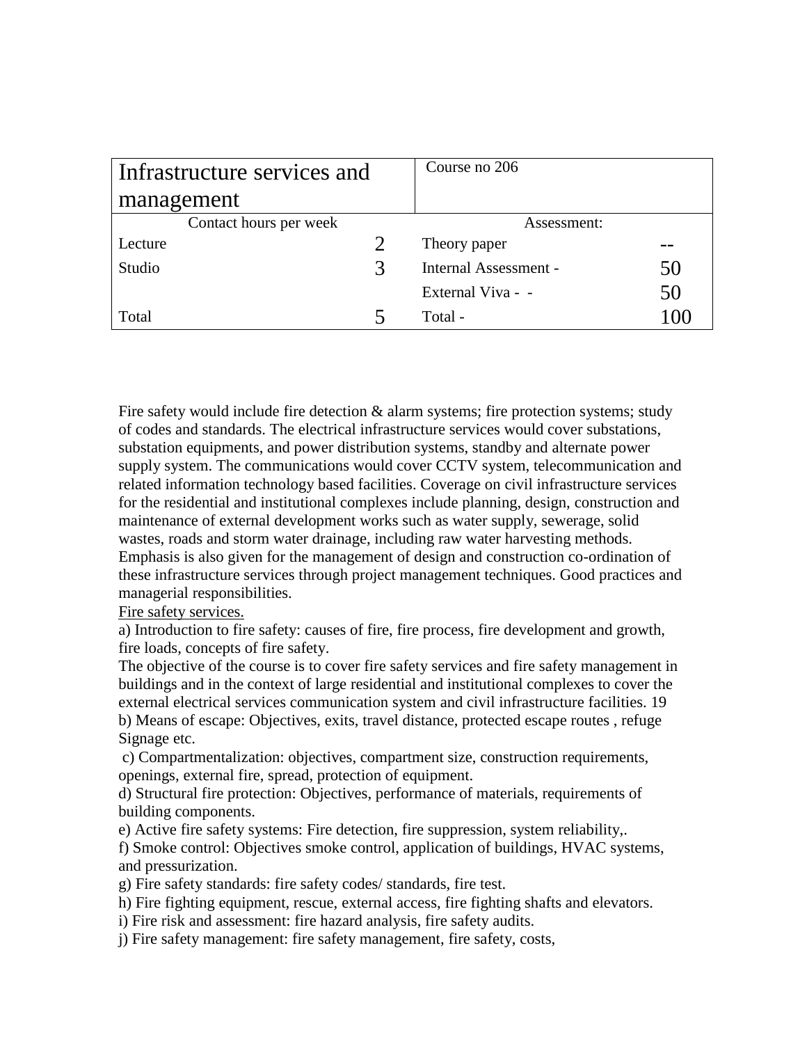| Infrastructure services and management | | Course no 206 | |
|---|---|---|---|
| Contact hours per week | | Assessment: | |
| Lecture | 2 | Theory paper | -- |
| Studio | 3 | Internal Assessment - | 50 |
| | | External Viva - - | 50 |
| Total | 5 | Total - | 100 |

Fire safety would include fire detection & alarm systems; fire protection systems; study of codes and standards. The electrical infrastructure services would cover substations, substation equipments, and power distribution systems, standby and alternate power supply system. The communications would cover CCTV system, telecommunication and related information technology based facilities. Coverage on civil infrastructure services for the residential and institutional complexes include planning, design, construction and maintenance of external development works such as water supply, sewerage, solid wastes, roads and storm water drainage, including raw water harvesting methods. Emphasis is also given for the management of design and construction co-ordination of these infrastructure services through project management techniques. Good practices and managerial responsibilities.

Fire safety services.

a) Introduction to fire safety: causes of fire, fire process, fire development and growth, fire loads, concepts of fire safety.

The objective of the course is to cover fire safety services and fire safety management in buildings and in the context of large residential and institutional complexes to cover the external electrical services communication system and civil infrastructure facilities. 19

b) Means of escape: Objectives, exits, travel distance, protected escape routes , refuge Signage etc.

c) Compartmentalization: objectives, compartment size, construction requirements, openings, external fire, spread, protection of equipment.

d) Structural fire protection: Objectives, performance of materials, requirements of building components.

e) Active fire safety systems: Fire detection, fire suppression, system reliability,.

f) Smoke control: Objectives smoke control, application of buildings, HVAC systems, and pressurization.

g) Fire safety standards: fire safety codes/ standards, fire test.

h) Fire fighting equipment, rescue, external access, fire fighting shafts and elevators.

i) Fire risk and assessment: fire hazard analysis, fire safety audits.

j) Fire safety management: fire safety management, fire safety, costs,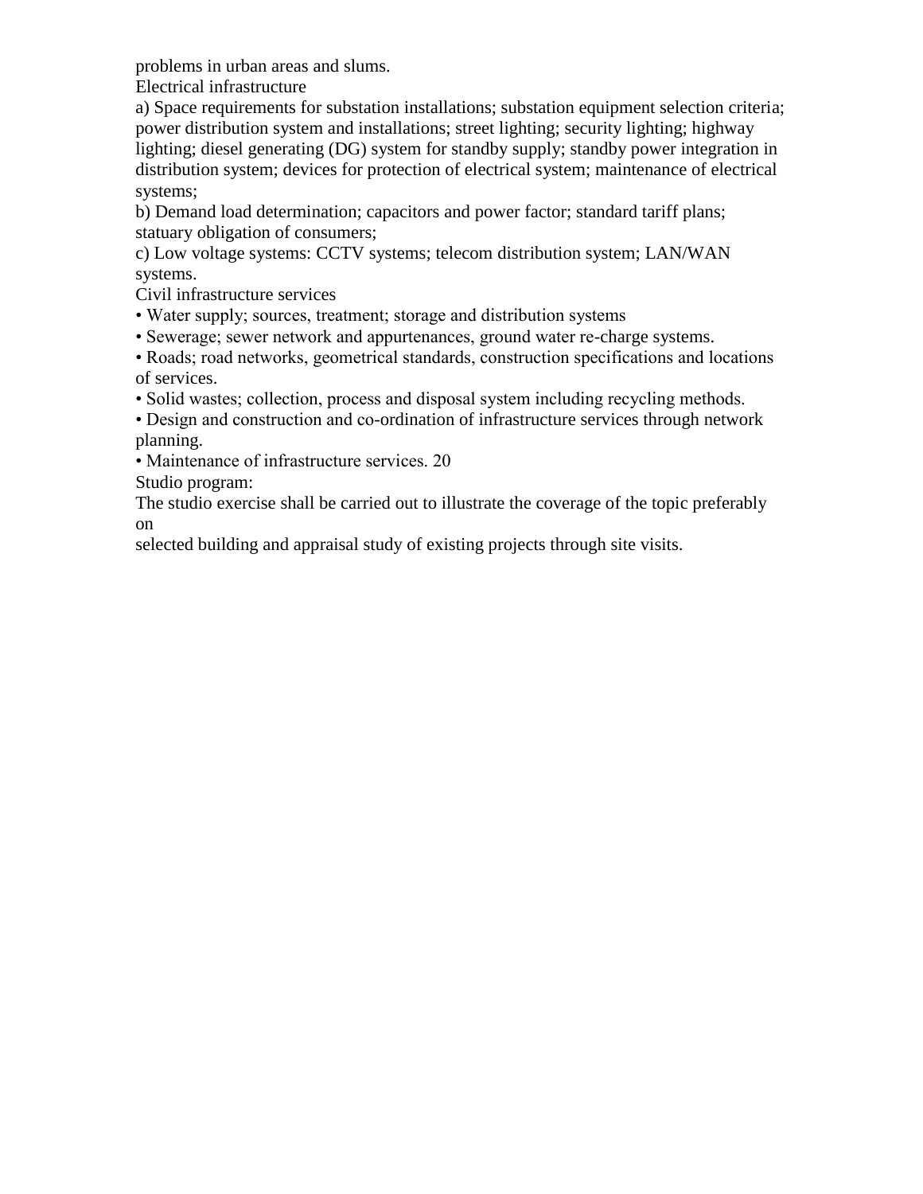problems in urban areas and slums.

Electrical infrastructure

a) Space requirements for substation installations; substation equipment selection criteria; power distribution system and installations; street lighting; security lighting; highway lighting; diesel generating (DG) system for standby supply; standby power integration in distribution system; devices for protection of electrical system; maintenance of electrical systems;

b) Demand load determination; capacitors and power factor; standard tariff plans; statuary obligation of consumers;

c) Low voltage systems: CCTV systems; telecom distribution system; LAN/WAN systems.

Civil infrastructure services

- Water supply; sources, treatment; storage and distribution systems
- Sewerage; sewer network and appurtenances, ground water re-charge systems.
- Roads; road networks, geometrical standards, construction specifications and locations of services.
- Solid wastes; collection, process and disposal system including recycling methods.
- Design and construction and co-ordination of infrastructure services through network planning.
- Maintenance of infrastructure services. 20

Studio program:

The studio exercise shall be carried out to illustrate the coverage of the topic preferably on selected building and appraisal study of existing projects through site visits.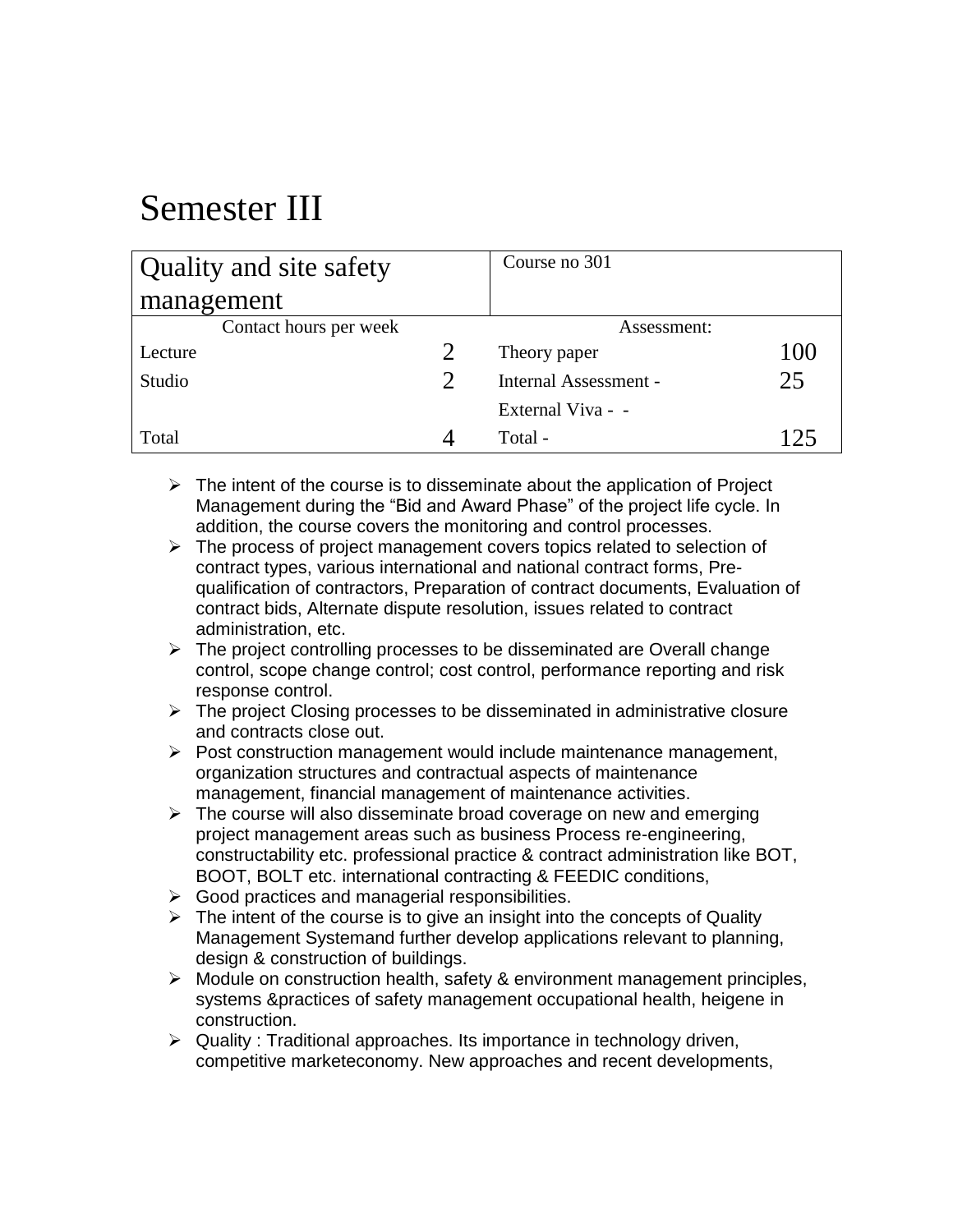# Semester III

| Quality and site safety management | | Course no 301 | |
|---|---|---|---|
| Contact hours per week | | Assessment: | |
| Lecture | 2 | Theory paper | 100 |
| Studio | 2 | Internal Assessment - | 25 |
| | | External Viva - - | |
| Total | 4 | Total - | 125 |

- The intent of the course is to disseminate about the application of Project Management during the "Bid and Award Phase" of the project life cycle. In addition, the course covers the monitoring and control processes.
- The process of project management covers topics related to selection of contract types, various international and national contract forms, Pre-qualification of contractors, Preparation of contract documents, Evaluation of contract bids, Alternate dispute resolution, issues related to contract administration, etc.
- The project controlling processes to be disseminated are Overall change control, scope change control; cost control, performance reporting and risk response control.
- The project Closing processes to be disseminated in administrative closure and contracts close out.
- Post construction management would include maintenance management, organization structures and contractual aspects of maintenance management, financial management of maintenance activities.
- The course will also disseminate broad coverage on new and emerging project management areas such as business Process re-engineering, constructability etc. professional practice & contract administration like BOT, BOOT, BOLT etc. international contracting & FEEDIC conditions,
- Good practices and managerial responsibilities.
- The intent of the course is to give an insight into the concepts of Quality Management Systemand further develop applications relevant to planning, design & construction of buildings.
- Module on construction health, safety & environment management principles, systems &practices of safety management occupational health, heigene in construction.
- Quality : Traditional approaches. Its importance in technology driven, competitive marketeconomy. New approaches and recent developments,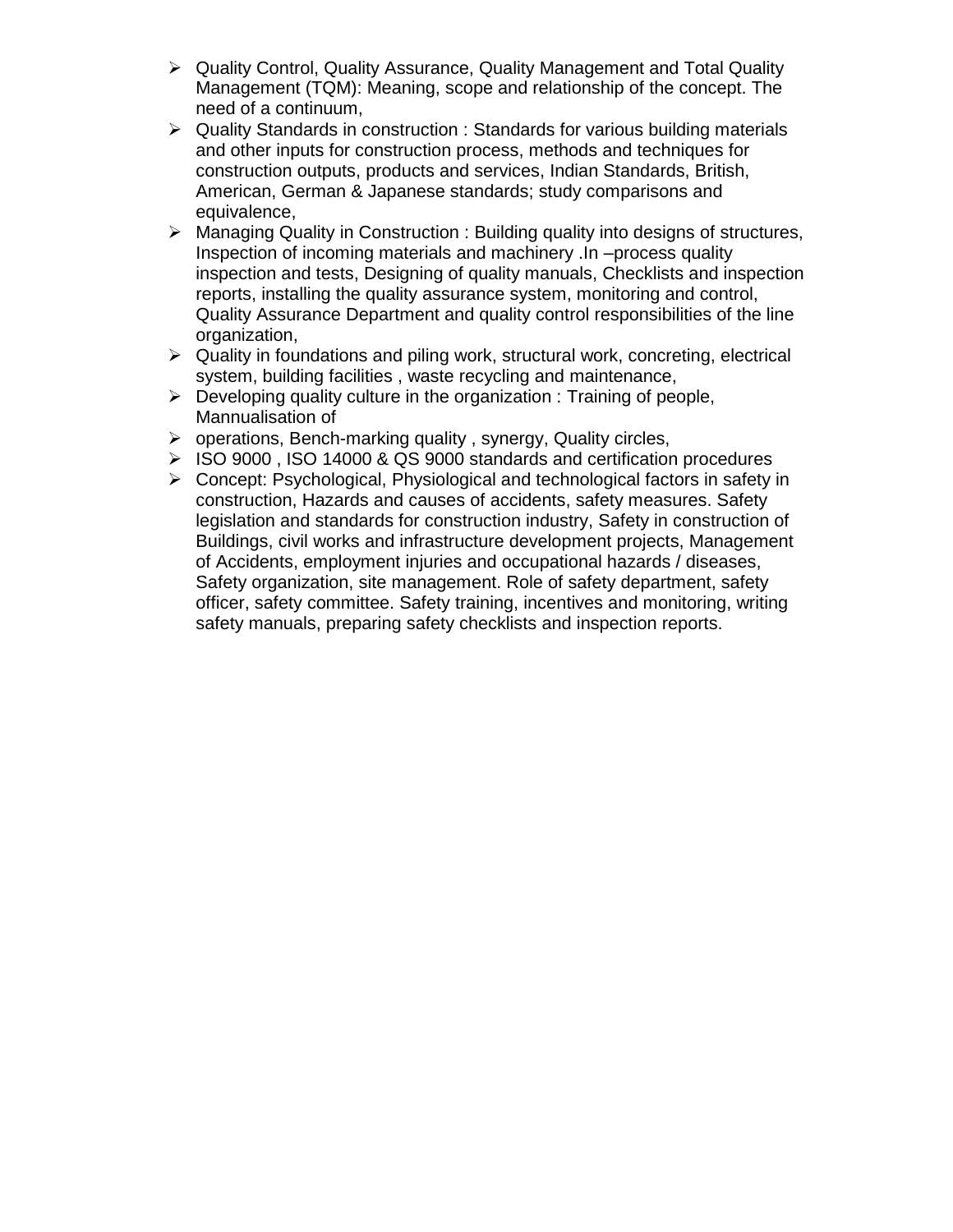- Quality Control, Quality Assurance, Quality Management and Total Quality Management (TQM): Meaning, scope and relationship of the concept. The need of a continuum,
- Quality Standards in construction : Standards for various building materials and other inputs for construction process, methods and techniques for construction outputs, products and services, Indian Standards, British, American, German & Japanese standards; study comparisons and equivalence,
- Managing Quality in Construction : Building quality into designs of structures, Inspection of incoming materials and machinery .In –process quality inspection and tests, Designing of quality manuals, Checklists and inspection reports, installing the quality assurance system, monitoring and control, Quality Assurance Department and quality control responsibilities of the line organization,
- Quality in foundations and piling work, structural work, concreting, electrical system, building facilities , waste recycling and maintenance,
- Developing quality culture in the organization : Training of people, Mannualisation of
- operations, Bench-marking quality , synergy, Quality circles,
- ISO 9000 , ISO 14000 & QS 9000 standards and certification procedures
- Concept: Psychological, Physiological and technological factors in safety in construction, Hazards and causes of accidents, safety measures. Safety legislation and standards for construction industry, Safety in construction of Buildings, civil works and infrastructure development projects, Management of Accidents, employment injuries and occupational hazards / diseases, Safety organization, site management. Role of safety department, safety officer, safety committee. Safety training, incentives and monitoring, writing safety manuals, preparing safety checklists and inspection reports.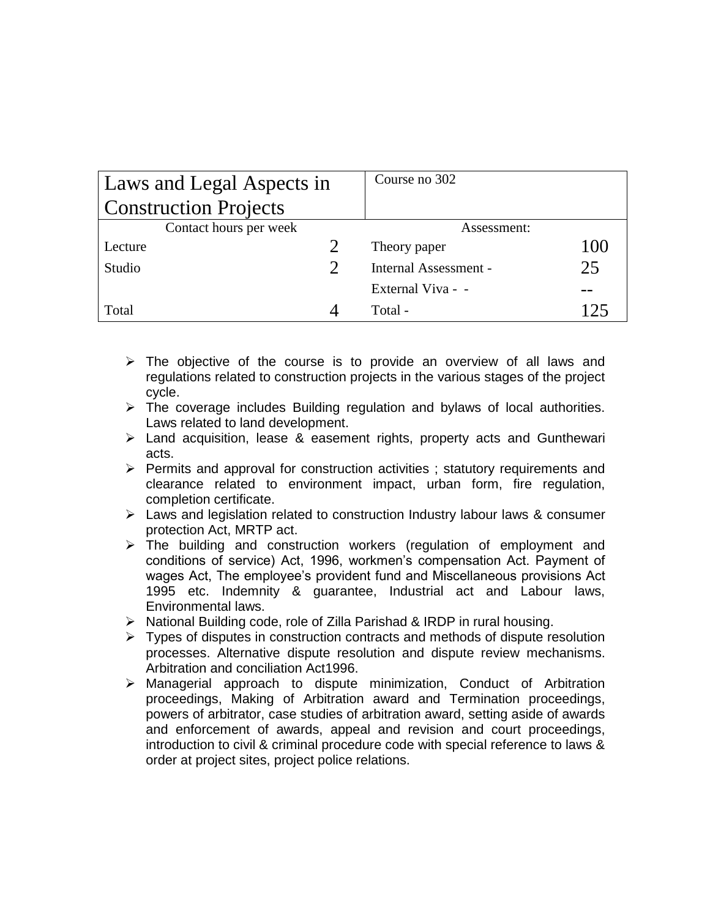| Laws and Legal Aspects in Construction Projects | | Course no 302 | |
|---|---|---|---|
| Contact hours per week | | Assessment: | |
| Lecture | 2 | Theory paper | 100 |
| Studio | 2 | Internal Assessment - | 25 |
| | | External Viva - - | -- |
| Total | 4 | Total - | 125 |

- The objective of the course is to provide an overview of all laws and regulations related to construction projects in the various stages of the project cycle.
- The coverage includes Building regulation and bylaws of local authorities. Laws related to land development.
- Land acquisition, lease & easement rights, property acts and Gunthewari acts.
- Permits and approval for construction activities ; statutory requirements and clearance related to environment impact, urban form, fire regulation, completion certificate.
- Laws and legislation related to construction Industry labour laws & consumer protection Act, MRTP act.
- The building and construction workers (regulation of employment and conditions of service) Act, 1996, workmen's compensation Act. Payment of wages Act, The employee's provident fund and Miscellaneous provisions Act 1995 etc. Indemnity & guarantee, Industrial act and Labour laws, Environmental laws.
- National Building code, role of Zilla Parishad & IRDP in rural housing.
- Types of disputes in construction contracts and methods of dispute resolution processes. Alternative dispute resolution and dispute review mechanisms. Arbitration and conciliation Act1996.
- Managerial approach to dispute minimization, Conduct of Arbitration proceedings, Making of Arbitration award and Termination proceedings, powers of arbitrator, case studies of arbitration award, setting aside of awards and enforcement of awards, appeal and revision and court proceedings, introduction to civil & criminal procedure code with special reference to laws & order at project sites, project police relations.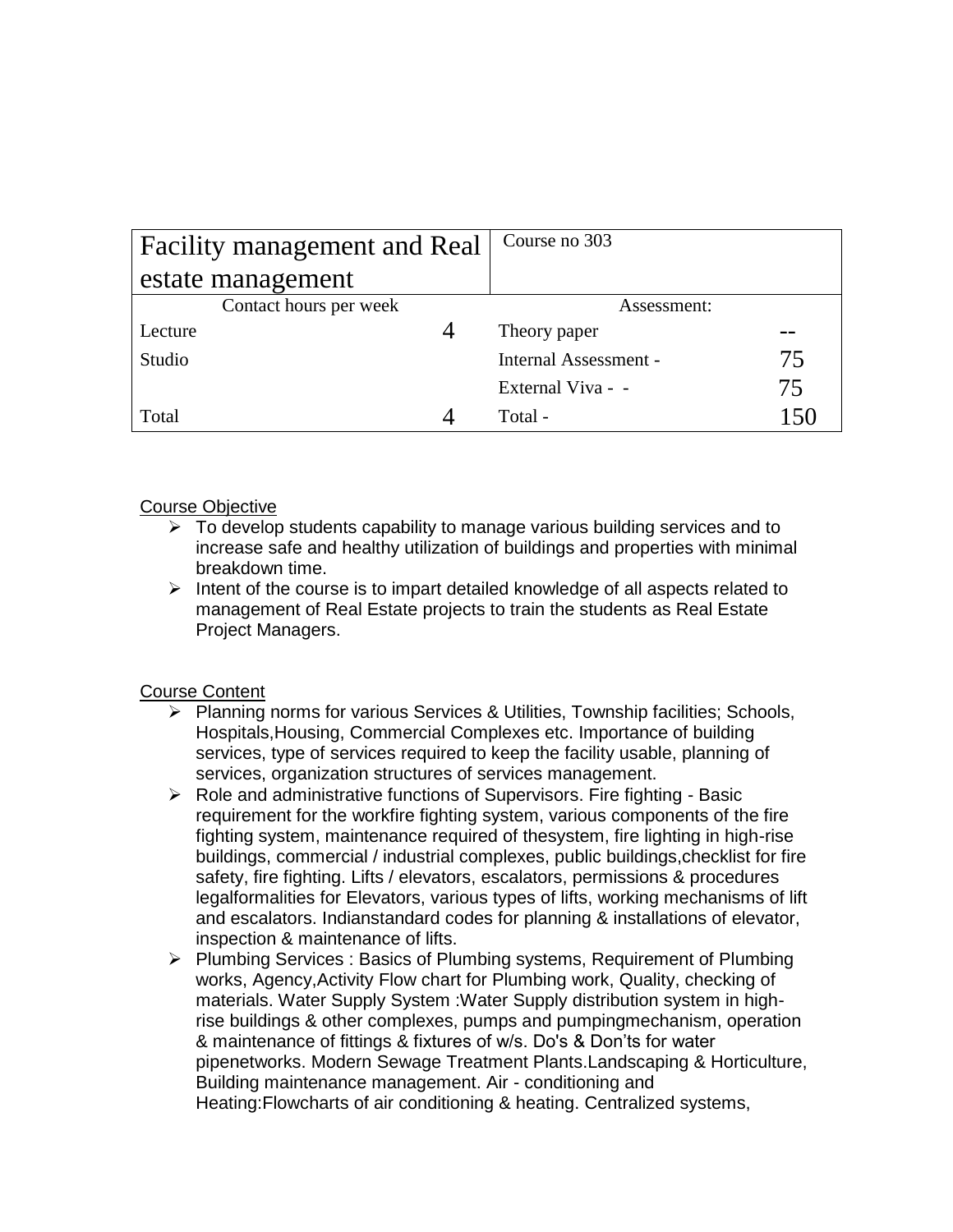| Facility management and Real estate management | | Course no 303 | |
|---|---|---|---|
| Contact hours per week | | Assessment: | |
| Lecture | 4 | Theory paper | -- |
| Studio | | Internal Assessment - | 75 |
| | | External Viva - - | 75 |
| Total | 4 | Total - | 150 |

<u>Course Objective</u>

- To develop students capability to manage various building services and to increase safe and healthy utilization of buildings and properties with minimal breakdown time.
- Intent of the course is to impart detailed knowledge of all aspects related to management of Real Estate projects to train the students as Real Estate Project Managers.

<u>Course Content</u>

- Planning norms for various Services & Utilities, Township facilities; Schools, Hospitals,Housing, Commercial Complexes etc. Importance of building services, type of services required to keep the facility usable, planning of services, organization structures of services management.
- Role and administrative functions of Supervisors. Fire fighting - Basic requirement for the workfire fighting system, various components of the fire fighting system, maintenance required of thesystem, fire lighting in high-rise buildings, commercial / industrial complexes, public buildings,checklist for fire safety, fire fighting. Lifts / elevators, escalators, permissions & procedures legalformalities for Elevators, various types of lifts, working mechanisms of lift and escalators. Indianstandard codes for planning & installations of elevator, inspection & maintenance of lifts.
- Plumbing Services : Basics of Plumbing systems, Requirement of Plumbing works, Agency,Activity Flow chart for Plumbing work, Quality, checking of materials. Water Supply System :Water Supply distribution system in high-rise buildings & other complexes, pumps and pumpingmechanism, operation & maintenance of fittings & fixtures of w/s. Do's & Don'ts for water pipenetworks. Modern Sewage Treatment Plants.Landscaping & Horticulture, Building maintenance management. Air - conditioning and Heating:Flowcharts of air conditioning & heating. Centralized systems,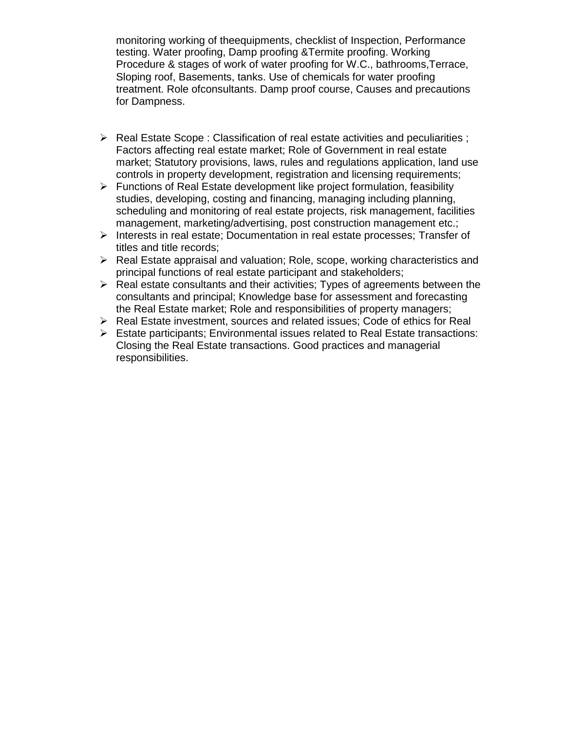monitoring working of theequipments, checklist of Inspection, Performance testing. Water proofing, Damp proofing &Termite proofing. Working Procedure & stages of work of water proofing for W.C., bathrooms,Terrace, Sloping roof, Basements, tanks. Use of chemicals for water proofing treatment. Role ofconsultants. Damp proof course, Causes and precautions for Dampness.

- Real Estate Scope : Classification of real estate activities and peculiarities ; Factors affecting real estate market; Role of Government in real estate market; Statutory provisions, laws, rules and regulations application, land use controls in property development, registration and licensing requirements;
- Functions of Real Estate development like project formulation, feasibility studies, developing, costing and financing, managing including planning, scheduling and monitoring of real estate projects, risk management, facilities management, marketing/advertising, post construction management etc.;
- Interests in real estate; Documentation in real estate processes; Transfer of titles and title records;
- Real Estate appraisal and valuation; Role, scope, working characteristics and principal functions of real estate participant and stakeholders;
- Real estate consultants and their activities; Types of agreements between the consultants and principal; Knowledge base for assessment and forecasting the Real Estate market; Role and responsibilities of property managers;
- Real Estate investment, sources and related issues; Code of ethics for Real
- Estate participants; Environmental issues related to Real Estate transactions: Closing the Real Estate transactions. Good practices and managerial responsibilities.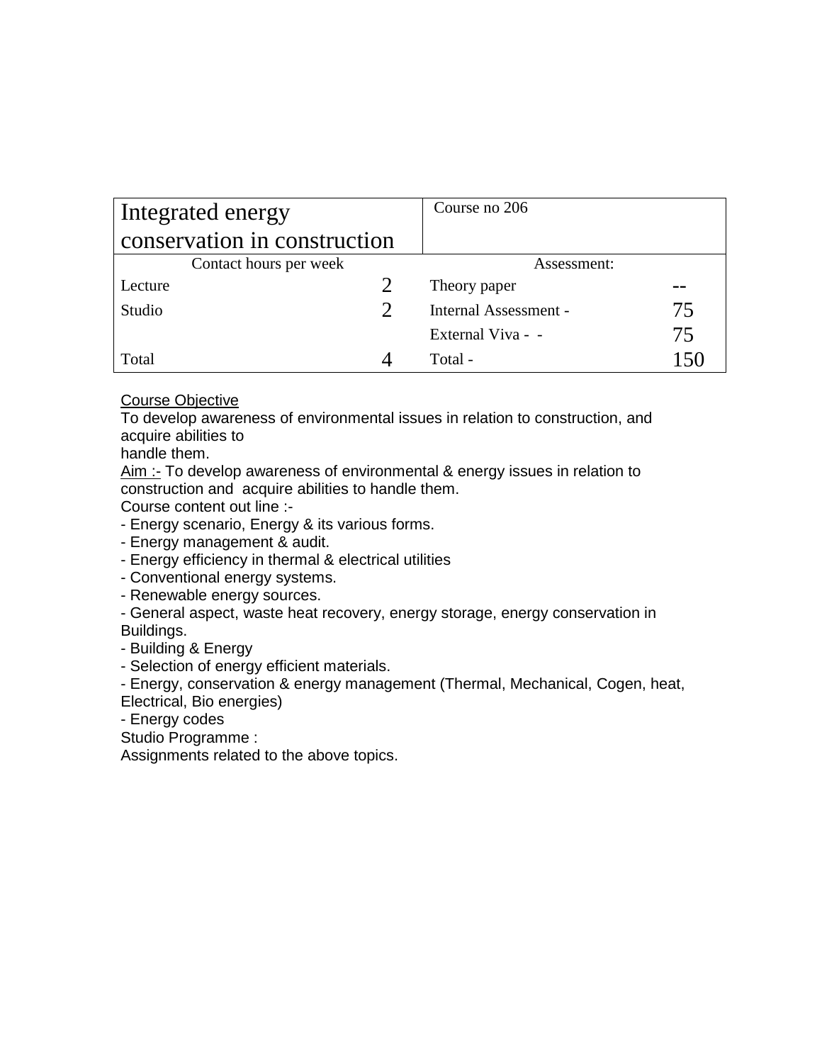| Integrated energy conservation in construction | | Course no 206 | |
|---|---|---|---|
| Contact hours per week | | Assessment: | |
| Lecture | 2 | Theory paper | -- |
| Studio | 2 | Internal Assessment - | 75 |
| | | External Viva - - | 75 |
| Total | 4 | Total - | 150 |

Course Objective

To develop awareness of environmental issues in relation to construction, and acquire abilities to handle them.

Aim :- To develop awareness of environmental & energy issues in relation to construction and acquire abilities to handle them.

Course content out line :-

- Energy scenario, Energy & its various forms.
- Energy management & audit.
- Energy efficiency in thermal & electrical utilities
- Conventional energy systems.
- Renewable energy sources.
- General aspect, waste heat recovery, energy storage, energy conservation in Buildings.
- Building & Energy
- Selection of energy efficient materials.
- Energy, conservation & energy management (Thermal, Mechanical, Cogen, heat, Electrical, Bio energies)
- Energy codes

Studio Programme :

Assignments related to the above topics.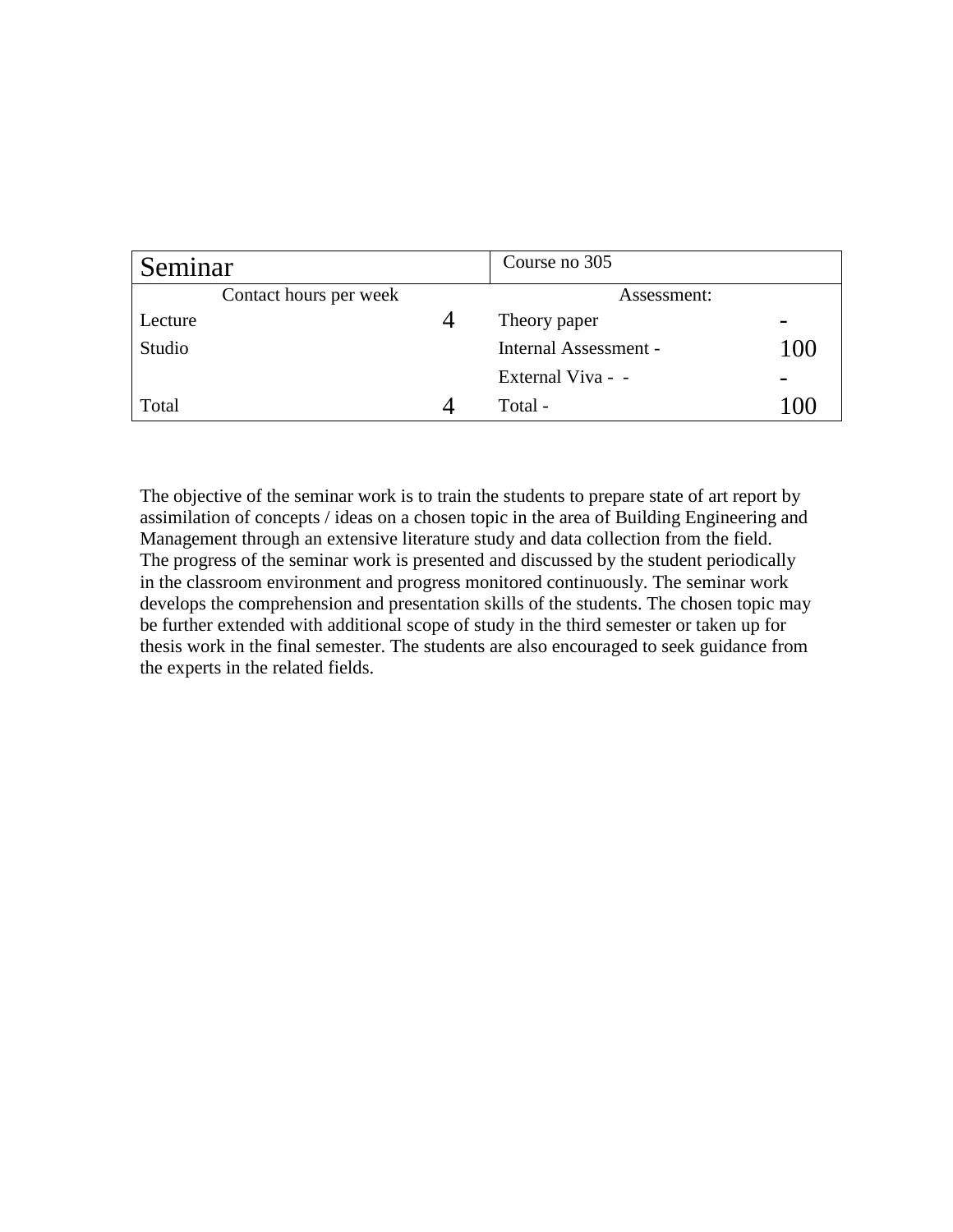| Seminar | | Course no 305 | |
|---|---|---|---|
| Contact hours per week | | Assessment: | |
| Lecture | 4 | Theory paper | - |
| Studio | | Internal Assessment - | 100 |
| | | External Viva - - | - |
| Total | 4 | Total - | 100 |

The objective of the seminar work is to train the students to prepare state of art report by assimilation of concepts / ideas on a chosen topic in the area of Building Engineering and Management through an extensive literature study and data collection from the field. The progress of the seminar work is presented and discussed by the student periodically in the classroom environment and progress monitored continuously. The seminar work develops the comprehension and presentation skills of the students. The chosen topic may be further extended with additional scope of study in the third semester or taken up for thesis work in the final semester. The students are also encouraged to seek guidance from the experts in the related fields.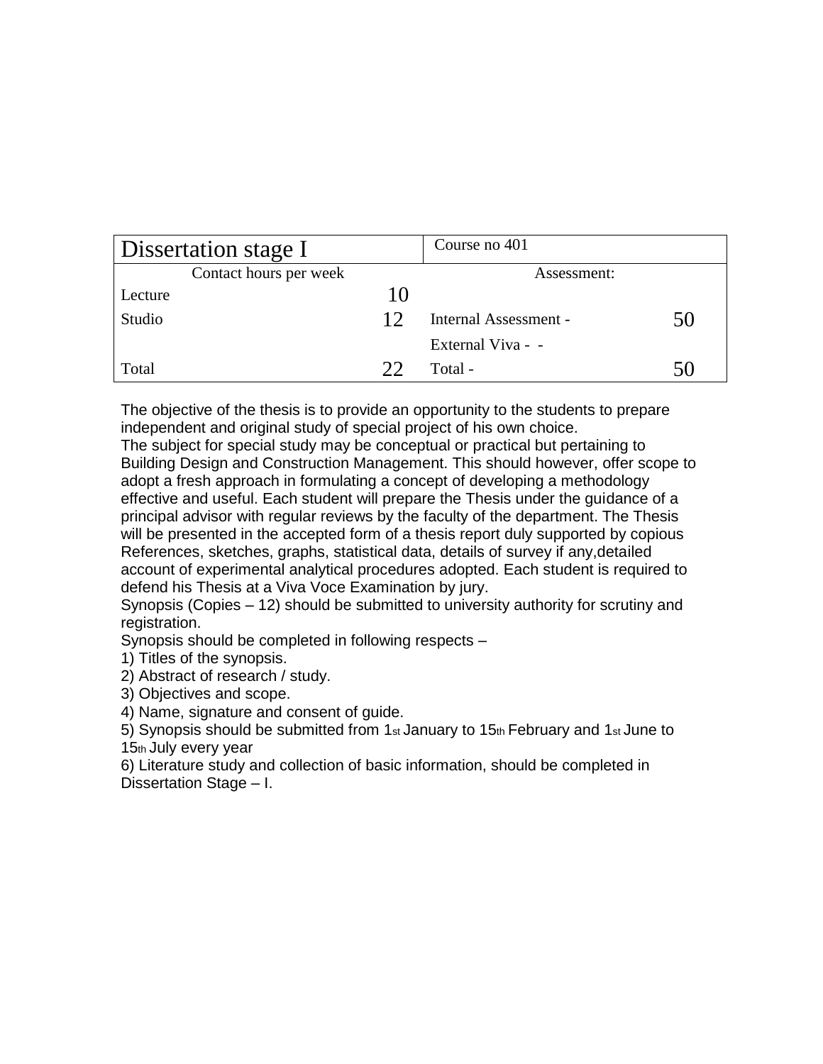| Dissertation stage I | | Course no 401 | |
|---|---|---|---|
| Contact hours per week | | Assessment: | |
| Lecture | 10 | | |
| Studio | 12 | Internal Assessment - | 50 |
| | | External Viva - - | |
| Total | 22 | Total - | 50 |

The objective of the thesis is to provide an opportunity to the students to prepare independent and original study of special project of his own choice.
The subject for special study may be conceptual or practical but pertaining to Building Design and Construction Management. This should however, offer scope to adopt a fresh approach in formulating a concept of developing a methodology effective and useful. Each student will prepare the Thesis under the guidance of a principal advisor with regular reviews by the faculty of the department. The Thesis will be presented in the accepted form of a thesis report duly supported by copious References, sketches, graphs, statistical data, details of survey if any,detailed account of experimental analytical procedures adopted. Each student is required to defend his Thesis at a Viva Voce Examination by jury.
Synopsis (Copies – 12) should be submitted to university authority for scrutiny and registration.
Synopsis should be completed in following respects –
1) Titles of the synopsis.
2) Abstract of research / study.
3) Objectives and scope.
4) Name, signature and consent of guide.
5) Synopsis should be submitted from 1st January to 15th February and 1st June to 15th July every year
6) Literature study and collection of basic information, should be completed in Dissertation Stage – I.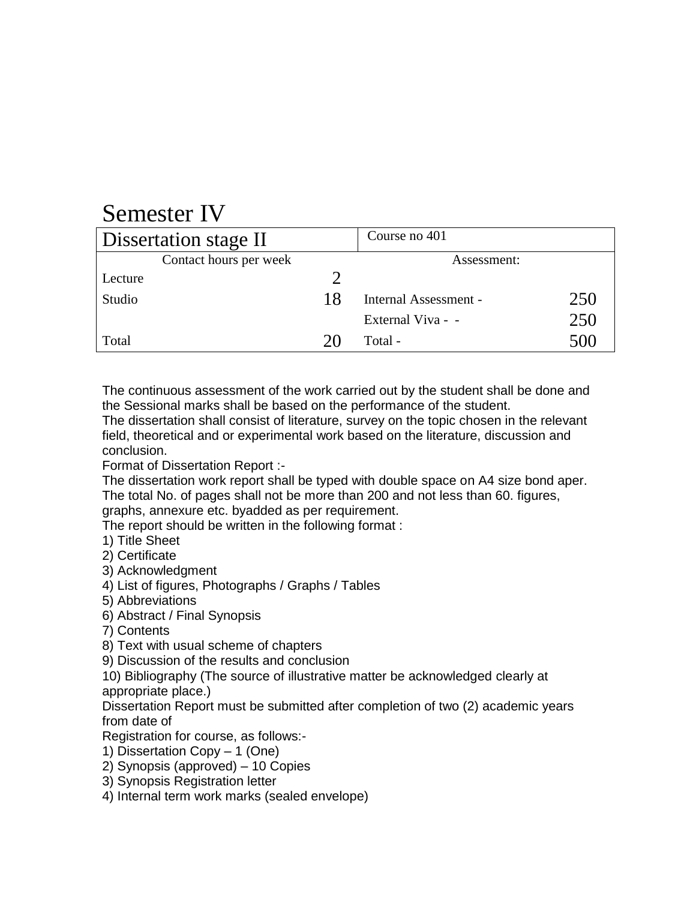# Semester IV

| Dissertation stage II | | Course no 401 | |
|---|---|---|---|
| Contact hours per week | | Assessment: | |
| Lecture | 2 | | |
| Studio | 18 | Internal Assessment - | 250 |
| | | External Viva - - | 250 |
| Total | 20 | Total - | 500 |

The continuous assessment of the work carried out by the student shall be done and the Sessional marks shall be based on the performance of the student.
The dissertation shall consist of literature, survey on the topic chosen in the relevant field, theoretical and or experimental work based on the literature, discussion and conclusion.
Format of Dissertation Report :-
The dissertation work report shall be typed with double space on A4 size bond aper. The total No. of pages shall not be more than 200 and not less than 60. figures, graphs, annexure etc. byadded as per requirement.
The report should be written in the following format :
1) Title Sheet
2) Certificate
3) Acknowledgment
4) List of figures, Photographs / Graphs / Tables
5) Abbreviations
6) Abstract / Final Synopsis
7) Contents
8) Text with usual scheme of chapters
9) Discussion of the results and conclusion
10) Bibliography (The source of illustrative matter be acknowledged clearly at appropriate place.)
Dissertation Report must be submitted after completion of two (2) academic years from date of
Registration for course, as follows:-
1) Dissertation Copy – 1 (One)
2) Synopsis (approved) – 10 Copies
3) Synopsis Registration letter
4) Internal term work marks (sealed envelope)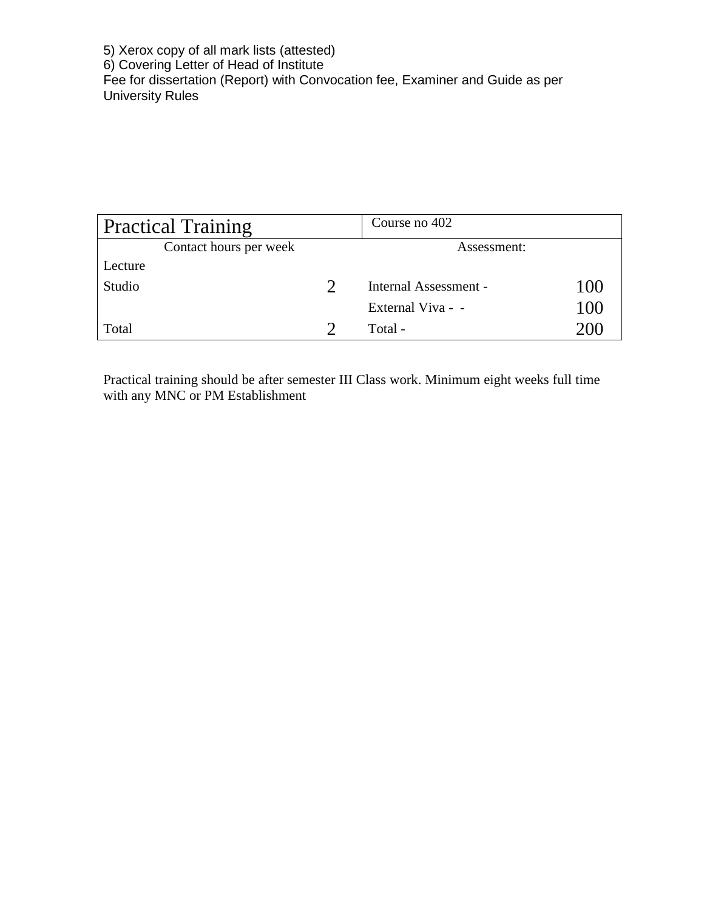5) Xerox copy of all mark lists (attested)
6) Covering Letter of Head of Institute
Fee for dissertation (Report) with Convocation fee, Examiner and Guide as per University Rules

| Practical Training | | Course no 402 | |
|---|---|---|---|
| Contact hours per week | | Assessment: | |
| Lecture | | | |
| Studio | 2 | Internal Assessment - | 100 |
| | | External Viva - - | 100 |
| Total | 2 | Total - | 200 |

Practical training should be after semester III Class work. Minimum eight weeks full time with any MNC or PM Establishment